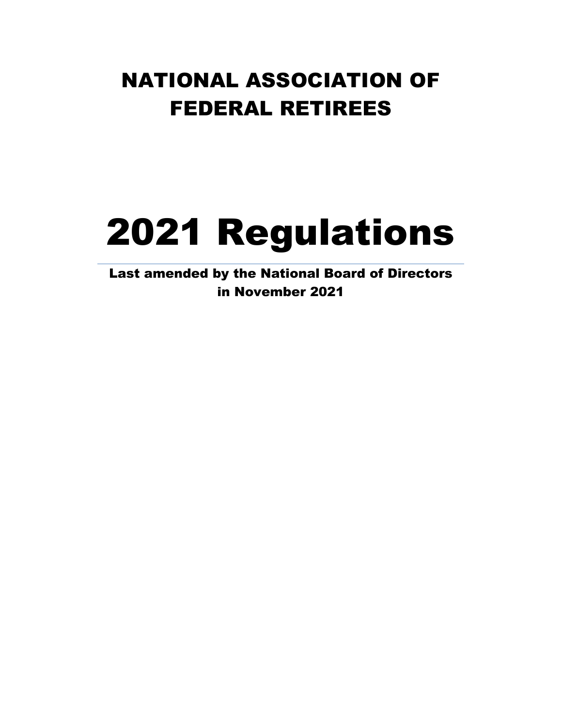# NATIONAL ASSOCIATION OF FEDERAL RETIREES

# 2021 Regulations

**Last amended by the National Board of Directors in November 2021**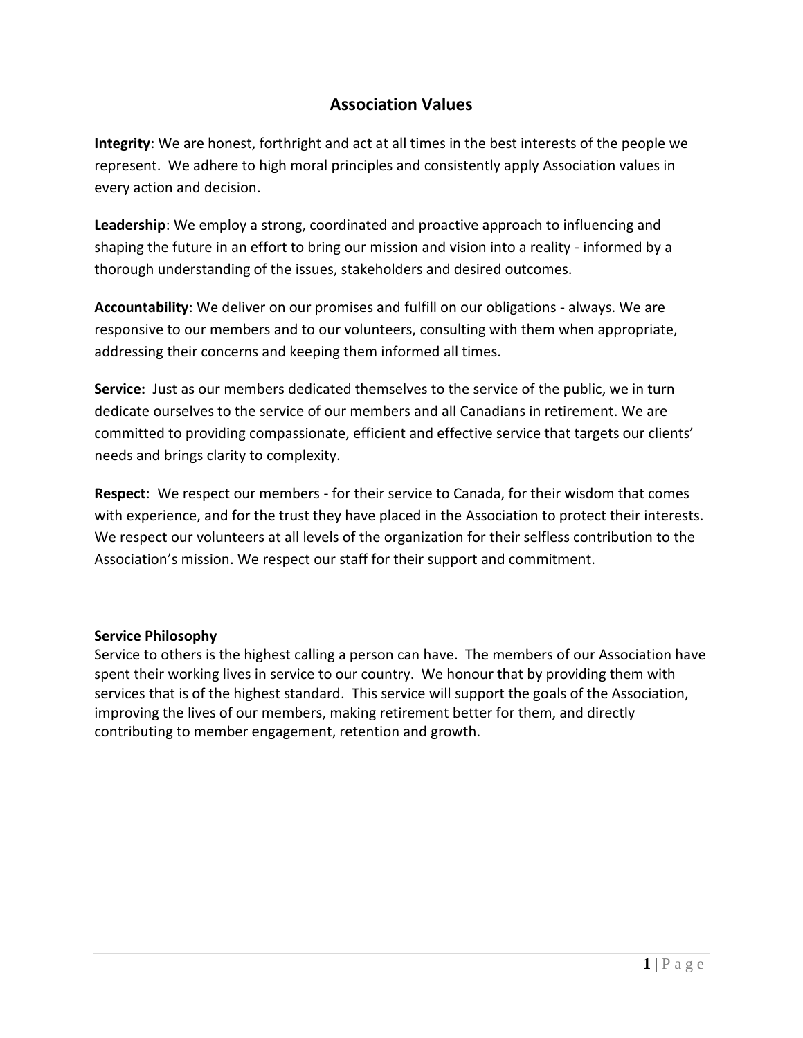# Association Values

**Integrity**: We are honest, forthright and act at all times in the best interests of the people we represent. We adhere to high moral principles and consistently apply Association values in every action and decision.

**Leadership**: We employ a strong, coordinated and proactive approach to influencing and shaping the future in an effort to bring our mission and vision into a reality - informed by a thorough understanding of the issues, stakeholders and desired outcomes.

**Accountability**: We deliver on our promises and fulfill on our obligations - always. We are responsive to our members and to our volunteers, consulting with them when appropriate, addressing their concerns and keeping them informed all times.

**Service:** Just as our members dedicated themselves to the service of the public, we in turn dedicate ourselves to the service of our members and all Canadians in retirement. We are committed to providing compassionate, efficient and effective service that targets our clients' needs and brings clarity to complexity.

**Respect**: We respect our members - for their service to Canada, for their wisdom that comes with experience, and for the trust they have placed in the Association to protect their interests. We respect our volunteers at all levels of the organization for their selfless contribution to the Association's mission. We respect our staff for their support and commitment.

**Service Philosophy**

Service to others is the highest calling a person can have. The members of our Association have spent their working lives in service to our country. We honour that by providing them with services that is of the highest standard. This service will support the goals of the Association, improving the lives of our members, making retirement better for them, and directly contributing to member engagement, retention and growth.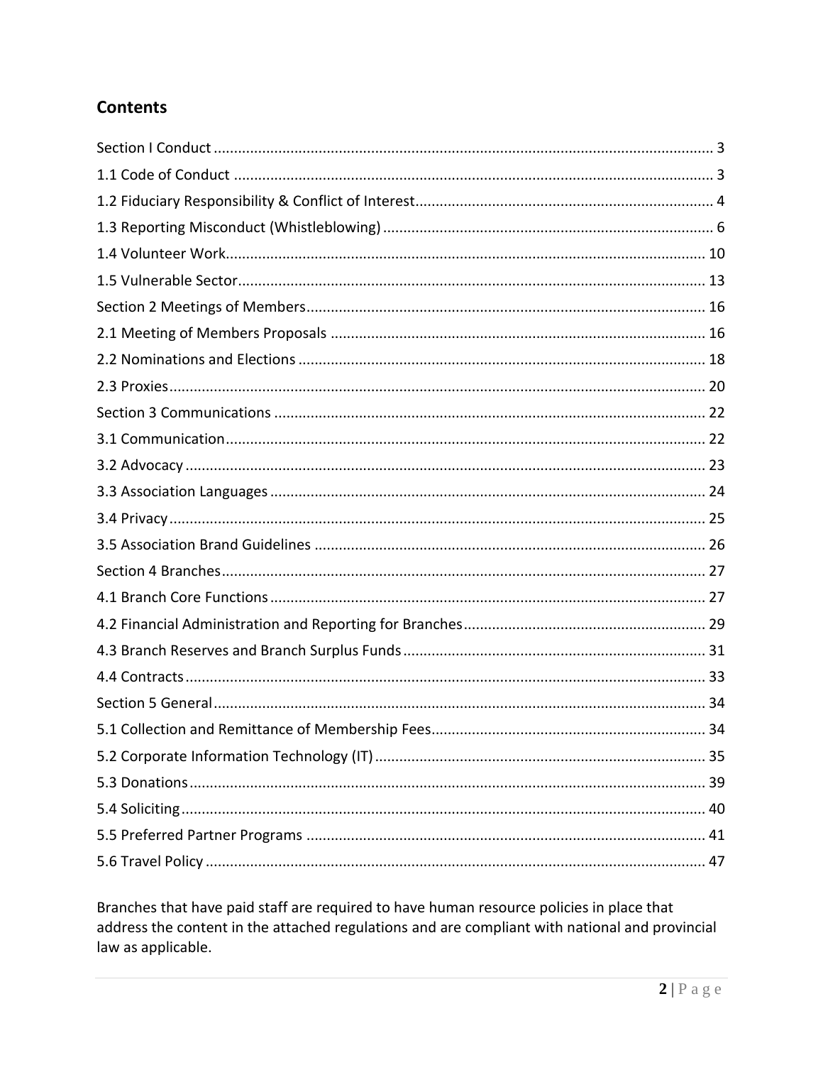## Contents

Section I Conduct ........................................................ 3
1.1 Code of Conduct ........................................................ 3
1.2 Fiduciary Responsibility & Conflict of Interest ........................................................ 4
1.3 Reporting Misconduct (Whistleblowing) ........................................................ 6
1.4 Volunteer Work ........................................................ 10
1.5 Vulnerable Sector ........................................................ 13
Section 2 Meetings of Members ........................................................ 16
2.1 Meeting of Members Proposals ........................................................ 16
2.2 Nominations and Elections ........................................................ 18
2.3 Proxies ........................................................ 20
Section 3 Communications ........................................................ 22
3.1 Communication ........................................................ 22
3.2 Advocacy ........................................................ 23
3.3 Association Languages ........................................................ 24
3.4 Privacy ........................................................ 25
3.5 Association Brand Guidelines ........................................................ 26
Section 4 Branches ........................................................ 27
4.1 Branch Core Functions ........................................................ 27
4.2 Financial Administration and Reporting for Branches ........................................................ 29
4.3 Branch Reserves and Branch Surplus Funds ........................................................ 31
4.4 Contracts ........................................................ 33
Section 5 General ........................................................ 34
5.1 Collection and Remittance of Membership Fees ........................................................ 34
5.2 Corporate Information Technology (IT) ........................................................ 35
5.3 Donations ........................................................ 39
5.4 Soliciting ........................................................ 40
5.5 Preferred Partner Programs ........................................................ 41
5.6 Travel Policy ........................................................ 47

Branches that have paid staff are required to have human resource policies in place that address the content in the attached regulations and are compliant with national and provincial law as applicable.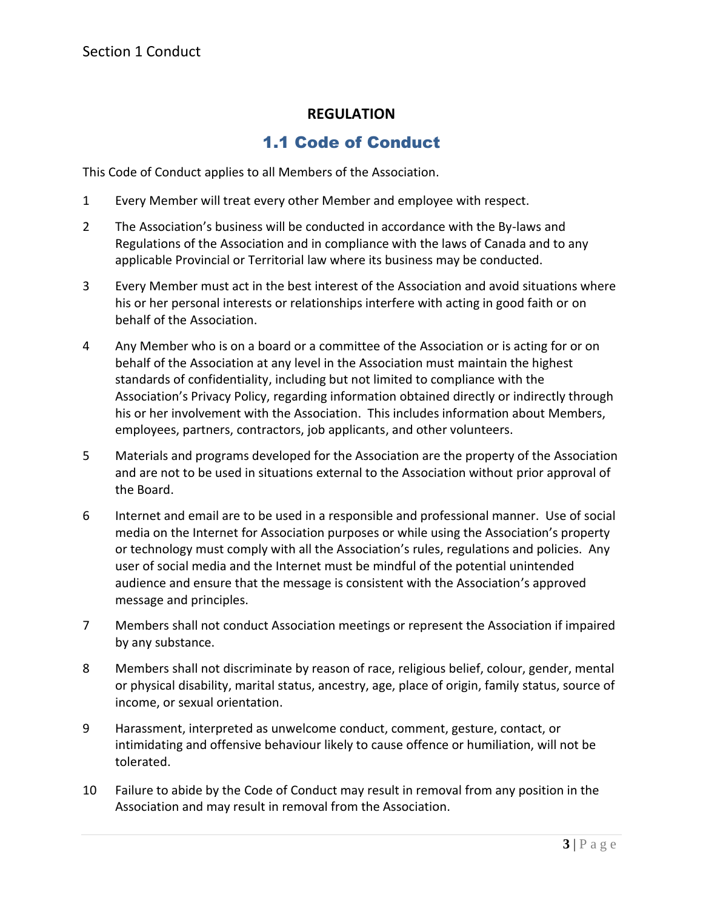**REGULATION**

## 1.1 Code of Conduct

This Code of Conduct applies to all Members of the Association.

1. Every Member will treat every other Member and employee with respect.

2. The Association's business will be conducted in accordance with the By-laws and Regulations of the Association and in compliance with the laws of Canada and to any applicable Provincial or Territorial law where its business may be conducted.

3. Every Member must act in the best interest of the Association and avoid situations where his or her personal interests or relationships interfere with acting in good faith or on behalf of the Association.

4. Any Member who is on a board or a committee of the Association or is acting for or on behalf of the Association at any level in the Association must maintain the highest standards of confidentiality, including but not limited to compliance with the Association's Privacy Policy, regarding information obtained directly or indirectly through his or her involvement with the Association. This includes information about Members, employees, partners, contractors, job applicants, and other volunteers.

5. Materials and programs developed for the Association are the property of the Association and are not to be used in situations external to the Association without prior approval of the Board.

6. Internet and email are to be used in a responsible and professional manner. Use of social media on the Internet for Association purposes or while using the Association's property or technology must comply with all the Association's rules, regulations and policies. Any user of social media and the Internet must be mindful of the potential unintended audience and ensure that the message is consistent with the Association's approved message and principles.

7. Members shall not conduct Association meetings or represent the Association if impaired by any substance.

8. Members shall not discriminate by reason of race, religious belief, colour, gender, mental or physical disability, marital status, ancestry, age, place of origin, family status, source of income, or sexual orientation.

9. Harassment, interpreted as unwelcome conduct, comment, gesture, contact, or intimidating and offensive behaviour likely to cause offence or humiliation, will not be tolerated.

10. Failure to abide by the Code of Conduct may result in removal from any position in the Association and may result in removal from the Association.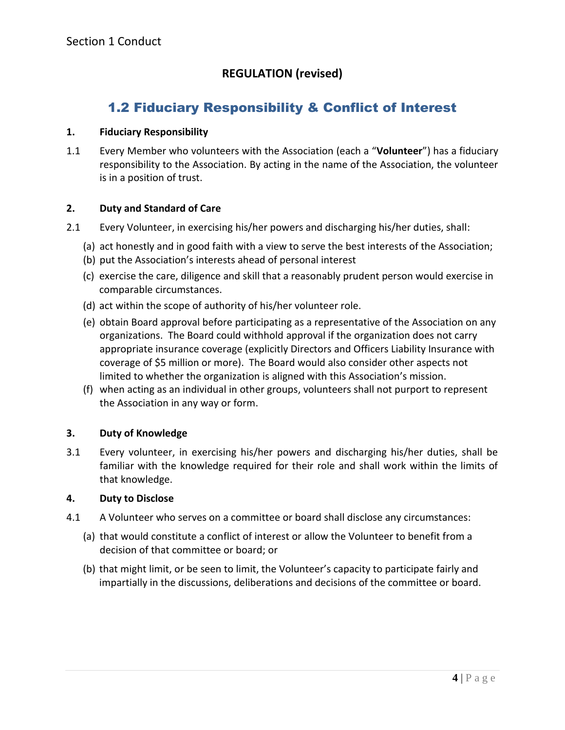Section 1 Conduct

**REGULATION (revised)**

## 1.2 Fiduciary Responsibility & Conflict of Interest

**1. Fiduciary Responsibility**

1.1 Every Member who volunteers with the Association (each a "**Volunteer**") has a fiduciary responsibility to the Association. By acting in the name of the Association, the volunteer is in a position of trust.

**2. Duty and Standard of Care**

2.1 Every Volunteer, in exercising his/her powers and discharging his/her duties, shall:

(a) act honestly and in good faith with a view to serve the best interests of the Association;

(b) put the Association's interests ahead of personal interest

(c) exercise the care, diligence and skill that a reasonably prudent person would exercise in comparable circumstances.

(d) act within the scope of authority of his/her volunteer role.

(e) obtain Board approval before participating as a representative of the Association on any organizations. The Board could withhold approval if the organization does not carry appropriate insurance coverage (explicitly Directors and Officers Liability Insurance with coverage of $5 million or more). The Board would also consider other aspects not limited to whether the organization is aligned with this Association's mission.

(f) when acting as an individual in other groups, volunteers shall not purport to represent the Association in any way or form.

**3. Duty of Knowledge**

3.1 Every volunteer, in exercising his/her powers and discharging his/her duties, shall be familiar with the knowledge required for their role and shall work within the limits of that knowledge.

**4. Duty to Disclose**

4.1 A Volunteer who serves on a committee or board shall disclose any circumstances:

(a) that would constitute a conflict of interest or allow the Volunteer to benefit from a decision of that committee or board; or

(b) that might limit, or be seen to limit, the Volunteer's capacity to participate fairly and impartially in the discussions, deliberations and decisions of the committee or board.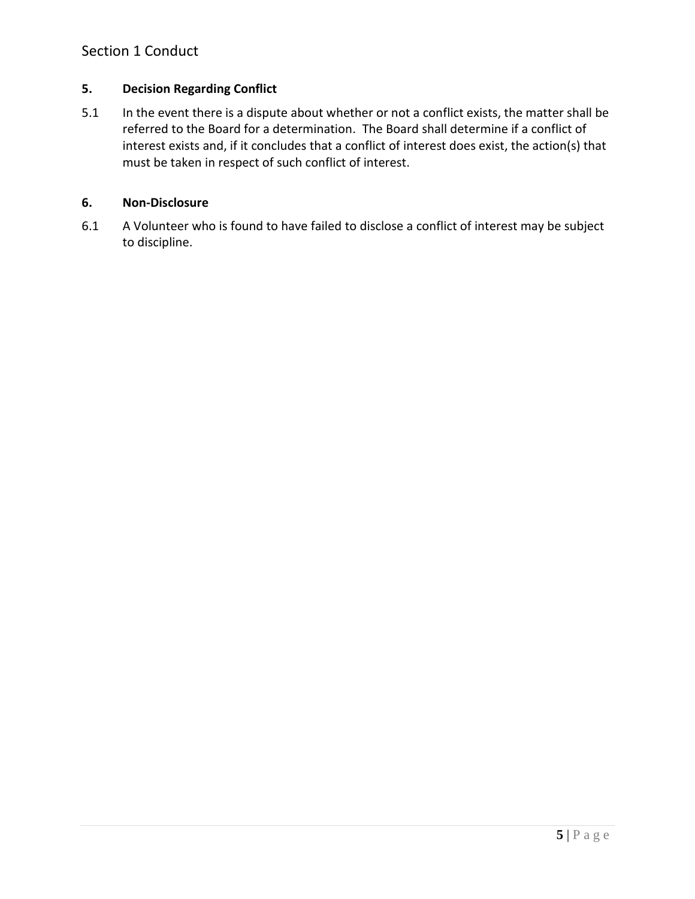### 5. Decision Regarding Conflict

5.1 In the event there is a dispute about whether or not a conflict exists, the matter shall be referred to the Board for a determination. The Board shall determine if a conflict of interest exists and, if it concludes that a conflict of interest does exist, the action(s) that must be taken in respect of such conflict of interest.

### 6. Non-Disclosure

6.1 A Volunteer who is found to have failed to disclose a conflict of interest may be subject to discipline.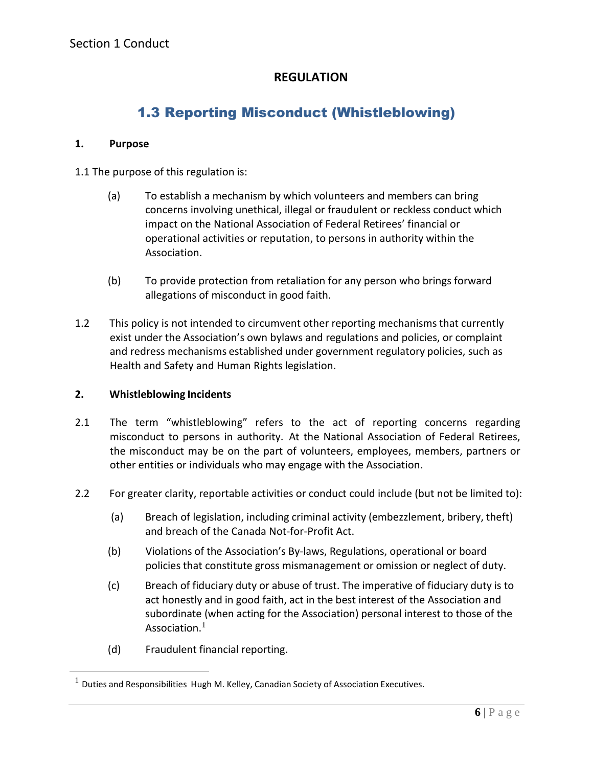Section 1 Conduct

**REGULATION**

## 1.3 Reporting Misconduct (Whistleblowing)

**1. Purpose**

1.1 The purpose of this regulation is:

(a) To establish a mechanism by which volunteers and members can bring concerns involving unethical, illegal or fraudulent or reckless conduct which impact on the National Association of Federal Retirees' financial or operational activities or reputation, to persons in authority within the Association.

(b) To provide protection from retaliation for any person who brings forward allegations of misconduct in good faith.

1.2 This policy is not intended to circumvent other reporting mechanisms that currently exist under the Association's own bylaws and regulations and policies, or complaint and redress mechanisms established under government regulatory policies, such as Health and Safety and Human Rights legislation.

**2. Whistleblowing Incidents**

2.1 The term "whistleblowing" refers to the act of reporting concerns regarding misconduct to persons in authority. At the National Association of Federal Retirees, the misconduct may be on the part of volunteers, employees, members, partners or other entities or individuals who may engage with the Association.

2.2 For greater clarity, reportable activities or conduct could include (but not be limited to):

(a) Breach of legislation, including criminal activity (embezzlement, bribery, theft) and breach of the Canada Not-for-Profit Act.

(b) Violations of the Association's By-laws, Regulations, operational or board policies that constitute gross mismanagement or omission or neglect of duty.

(c) Breach of fiduciary duty or abuse of trust. The imperative of fiduciary duty is to act honestly and in good faith, act in the best interest of the Association and subordinate (when acting for the Association) personal interest to those of the Association.[1]

(d) Fraudulent financial reporting.

[1] Duties and Responsibilities Hugh M. Kelley, Canadian Society of Association Executives.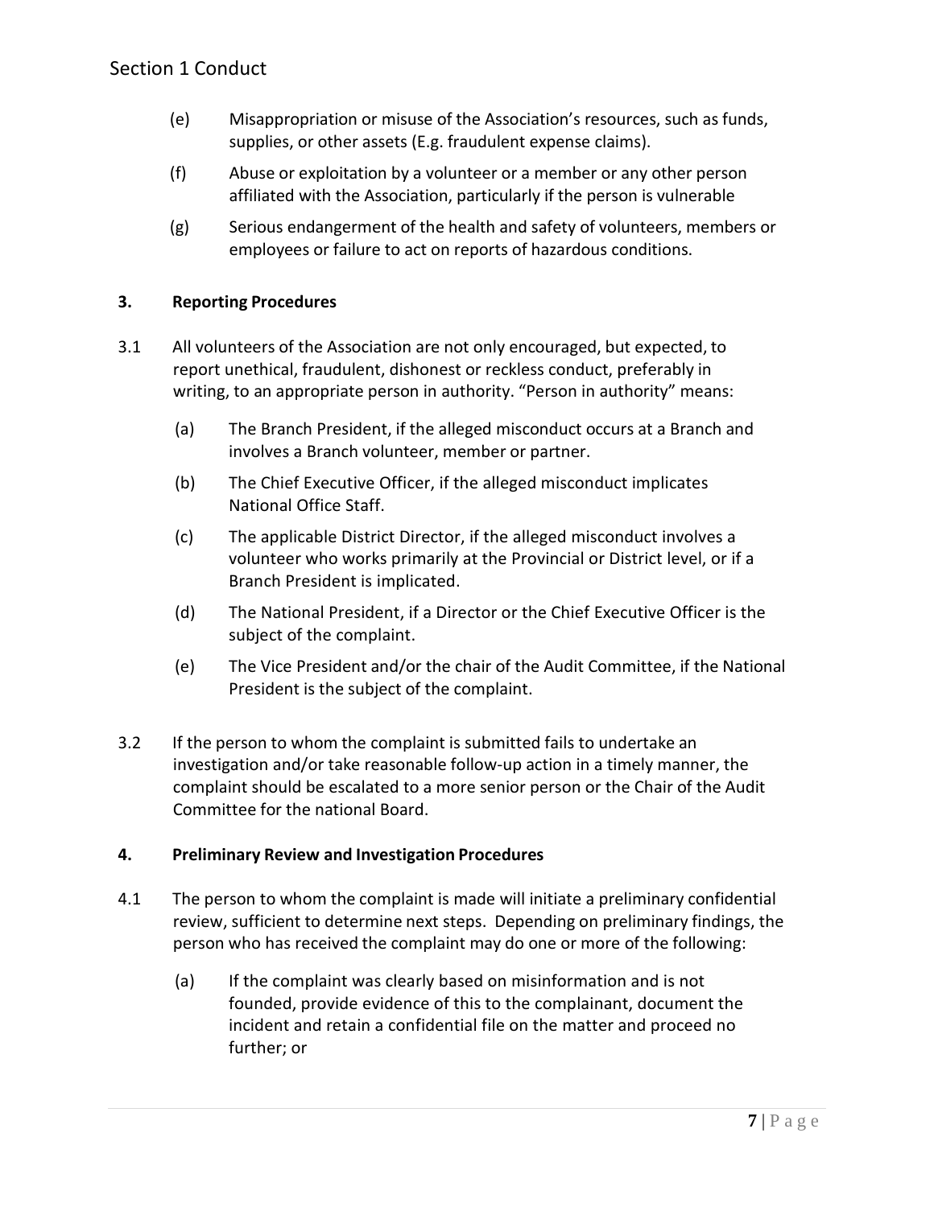(e) Misappropriation or misuse of the Association's resources, such as funds, supplies, or other assets (E.g. fraudulent expense claims).

(f) Abuse or exploitation by a volunteer or a member or any other person affiliated with the Association, particularly if the person is vulnerable

(g) Serious endangerment of the health and safety of volunteers, members or employees or failure to act on reports of hazardous conditions.

### 3. Reporting Procedures

3.1 All volunteers of the Association are not only encouraged, but expected, to report unethical, fraudulent, dishonest or reckless conduct, preferably in writing, to an appropriate person in authority. "Person in authority" means:

(a) The Branch President, if the alleged misconduct occurs at a Branch and involves a Branch volunteer, member or partner.

(b) The Chief Executive Officer, if the alleged misconduct implicates National Office Staff.

(c) The applicable District Director, if the alleged misconduct involves a volunteer who works primarily at the Provincial or District level, or if a Branch President is implicated.

(d) The National President, if a Director or the Chief Executive Officer is the subject of the complaint.

(e) The Vice President and/or the chair of the Audit Committee, if the National President is the subject of the complaint.

3.2 If the person to whom the complaint is submitted fails to undertake an investigation and/or take reasonable follow-up action in a timely manner, the complaint should be escalated to a more senior person or the Chair of the Audit Committee for the national Board.

### 4. Preliminary Review and Investigation Procedures

4.1 The person to whom the complaint is made will initiate a preliminary confidential review, sufficient to determine next steps. Depending on preliminary findings, the person who has received the complaint may do one or more of the following:

(a) If the complaint was clearly based on misinformation and is not founded, provide evidence of this to the complainant, document the incident and retain a confidential file on the matter and proceed no further; or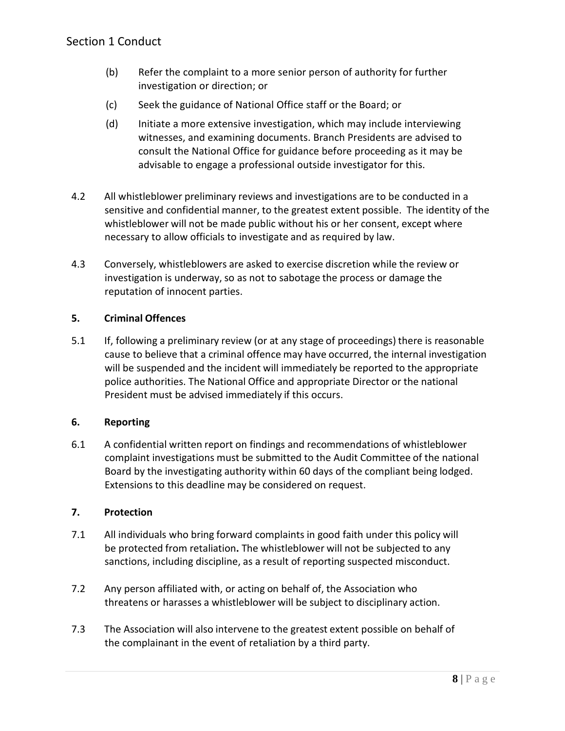(b) Refer the complaint to a more senior person of authority for further investigation or direction; or

(c) Seek the guidance of National Office staff or the Board; or

(d) Initiate a more extensive investigation, which may include interviewing witnesses, and examining documents. Branch Presidents are advised to consult the National Office for guidance before proceeding as it may be advisable to engage a professional outside investigator for this.

4.2 All whistleblower preliminary reviews and investigations are to be conducted in a sensitive and confidential manner, to the greatest extent possible. The identity of the whistleblower will not be made public without his or her consent, except where necessary to allow officials to investigate and as required by law.

4.3 Conversely, whistleblowers are asked to exercise discretion while the review or investigation is underway, so as not to sabotage the process or damage the reputation of innocent parties.

### 5. Criminal Offences

5.1 If, following a preliminary review (or at any stage of proceedings) there is reasonable cause to believe that a criminal offence may have occurred, the internal investigation will be suspended and the incident will immediately be reported to the appropriate police authorities. The National Office and appropriate Director or the national President must be advised immediately if this occurs.

### 6. Reporting

6.1 A confidential written report on findings and recommendations of whistleblower complaint investigations must be submitted to the Audit Committee of the national Board by the investigating authority within 60 days of the compliant being lodged. Extensions to this deadline may be considered on request.

### 7. Protection

7.1 All individuals who bring forward complaints in good faith under this policy will be protected from retaliation**.** The whistleblower will not be subjected to any sanctions, including discipline, as a result of reporting suspected misconduct.

7.2 Any person affiliated with, or acting on behalf of, the Association who threatens or harasses a whistleblower will be subject to disciplinary action.

7.3 The Association will also intervene to the greatest extent possible on behalf of the complainant in the event of retaliation by a third party.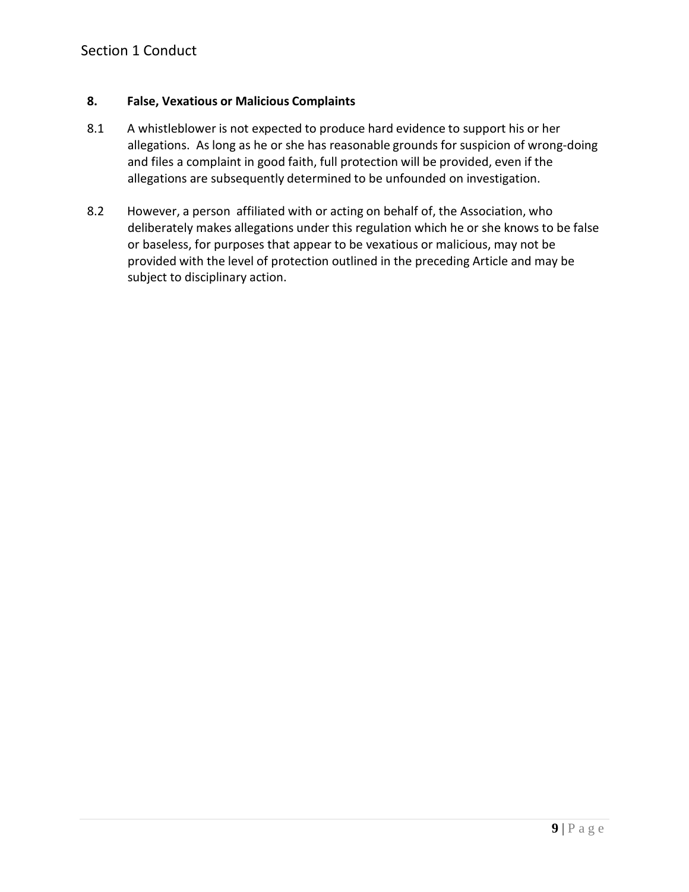## 8. False, Vexatious or Malicious Complaints

8.1 A whistleblower is not expected to produce hard evidence to support his or her allegations. As long as he or she has reasonable grounds for suspicion of wrong-doing and files a complaint in good faith, full protection will be provided, even if the allegations are subsequently determined to be unfounded on investigation.

8.2 However, a person affiliated with or acting on behalf of, the Association, who deliberately makes allegations under this regulation which he or she knows to be false or baseless, for purposes that appear to be vexatious or malicious, may not be provided with the level of protection outlined in the preceding Article and may be subject to disciplinary action.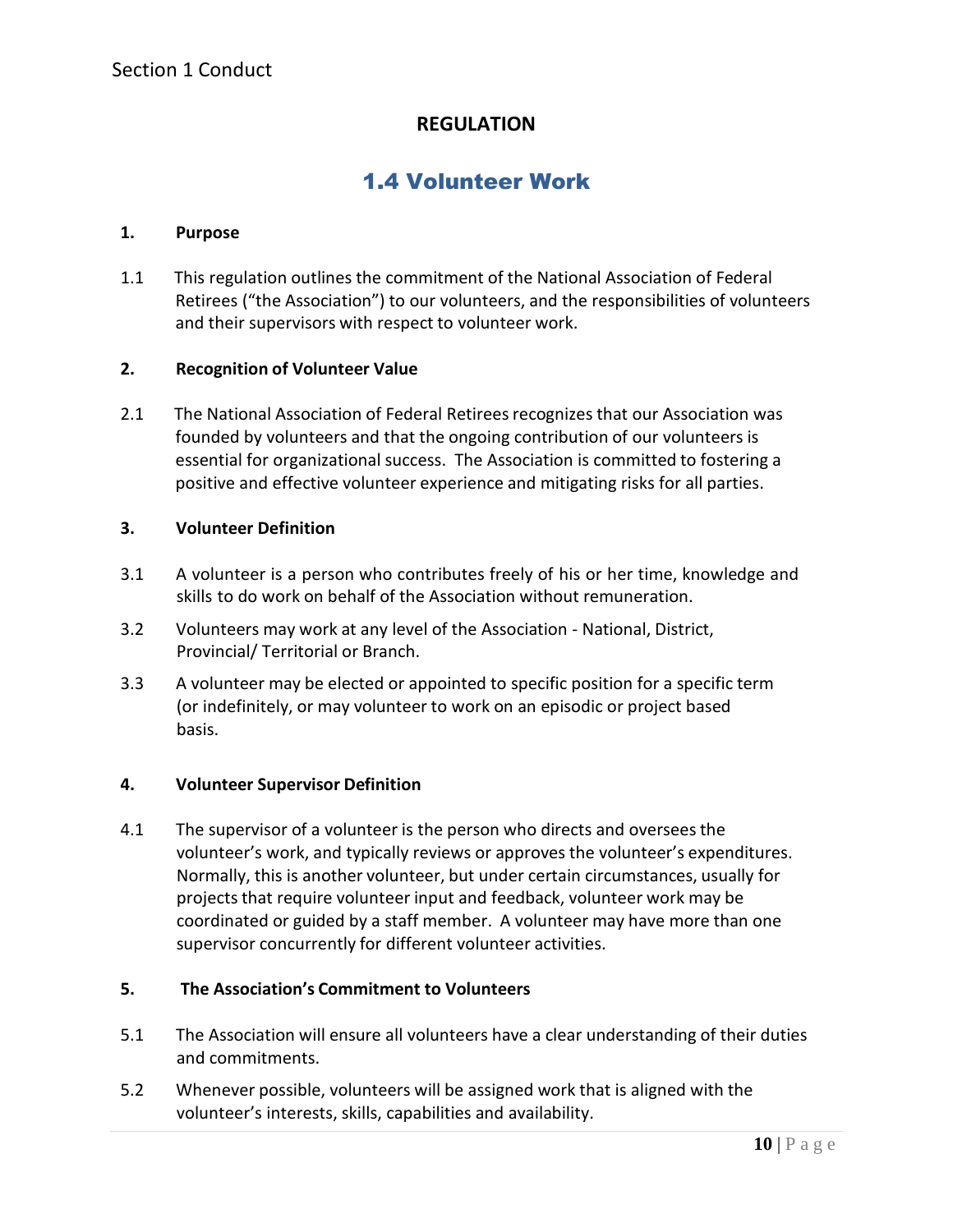Section 1 Conduct

## REGULATION

# 1.4 Volunteer Work

**1. Purpose**

1.1 This regulation outlines the commitment of the National Association of Federal Retirees ("the Association") to our volunteers, and the responsibilities of volunteers and their supervisors with respect to volunteer work.

**2. Recognition of Volunteer Value**

2.1 The National Association of Federal Retirees recognizes that our Association was founded by volunteers and that the ongoing contribution of our volunteers is essential for organizational success. The Association is committed to fostering a positive and effective volunteer experience and mitigating risks for all parties.

**3. Volunteer Definition**

3.1 A volunteer is a person who contributes freely of his or her time, knowledge and skills to do work on behalf of the Association without remuneration.

3.2 Volunteers may work at any level of the Association - National, District, Provincial/ Territorial or Branch.

3.3 A volunteer may be elected or appointed to specific position for a specific term (or indefinitely, or may volunteer to work on an episodic or project based basis.

**4. Volunteer Supervisor Definition**

4.1 The supervisor of a volunteer is the person who directs and oversees the volunteer's work, and typically reviews or approves the volunteer's expenditures. Normally, this is another volunteer, but under certain circumstances, usually for projects that require volunteer input and feedback, volunteer work may be coordinated or guided by a staff member. A volunteer may have more than one supervisor concurrently for different volunteer activities.

**5. The Association's Commitment to Volunteers**

5.1 The Association will ensure all volunteers have a clear understanding of their duties and commitments.

5.2 Whenever possible, volunteers will be assigned work that is aligned with the volunteer's interests, skills, capabilities and availability.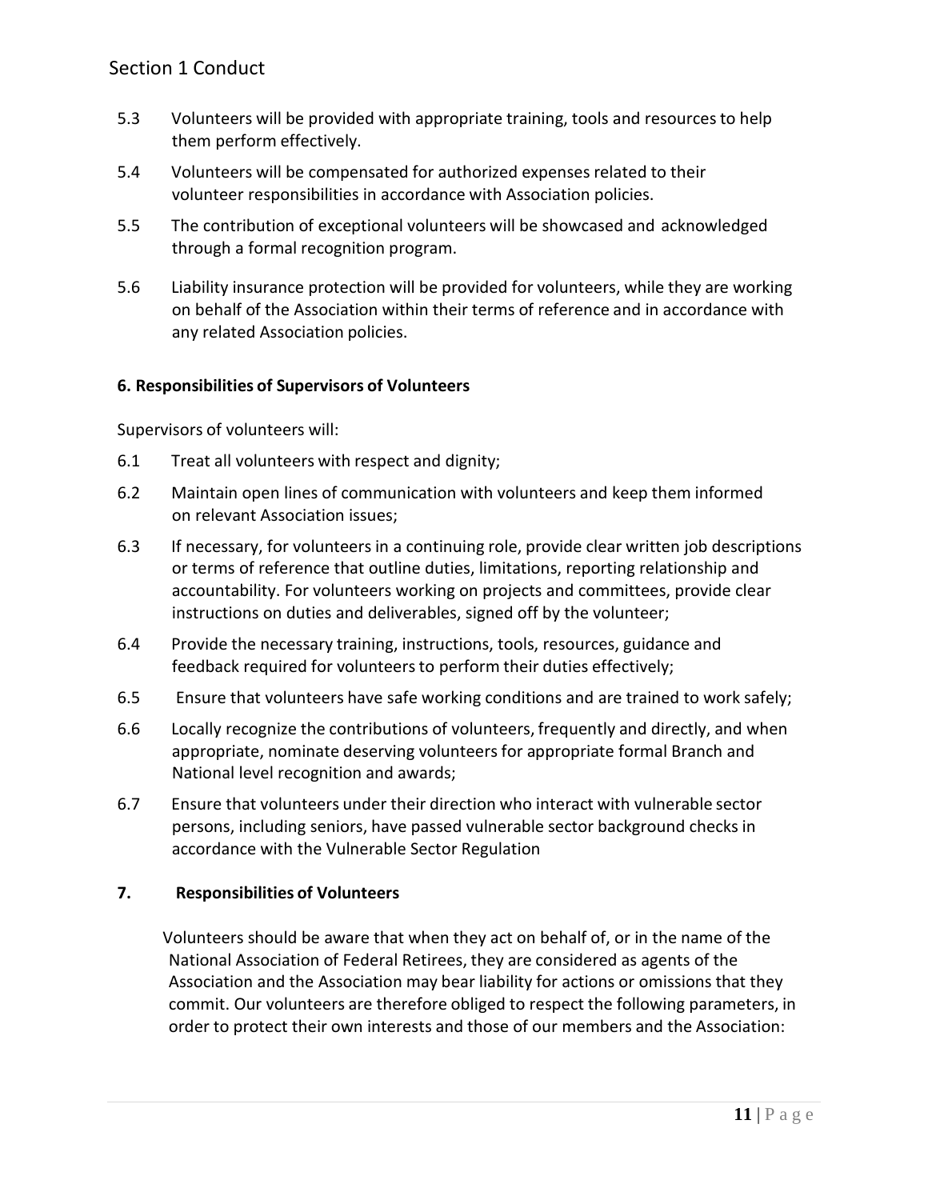5.3 Volunteers will be provided with appropriate training, tools and resources to help them perform effectively.

5.4 Volunteers will be compensated for authorized expenses related to their volunteer responsibilities in accordance with Association policies.

5.5 The contribution of exceptional volunteers will be showcased and acknowledged through a formal recognition program.

5.6 Liability insurance protection will be provided for volunteers, while they are working on behalf of the Association within their terms of reference and in accordance with any related Association policies.

### 6. Responsibilities of Supervisors of Volunteers

Supervisors of volunteers will:

6.1 Treat all volunteers with respect and dignity;

6.2 Maintain open lines of communication with volunteers and keep them informed on relevant Association issues;

6.3 If necessary, for volunteers in a continuing role, provide clear written job descriptions or terms of reference that outline duties, limitations, reporting relationship and accountability. For volunteers working on projects and committees, provide clear instructions on duties and deliverables, signed off by the volunteer;

6.4 Provide the necessary training, instructions, tools, resources, guidance and feedback required for volunteers to perform their duties effectively;

6.5 Ensure that volunteers have safe working conditions and are trained to work safely;

6.6 Locally recognize the contributions of volunteers, frequently and directly, and when appropriate, nominate deserving volunteers for appropriate formal Branch and National level recognition and awards;

6.7 Ensure that volunteers under their direction who interact with vulnerable sector persons, including seniors, have passed vulnerable sector background checks in accordance with the Vulnerable Sector Regulation

### 7. Responsibilities of Volunteers

Volunteers should be aware that when they act on behalf of, or in the name of the National Association of Federal Retirees, they are considered as agents of the Association and the Association may bear liability for actions or omissions that they commit. Our volunteers are therefore obliged to respect the following parameters, in order to protect their own interests and those of our members and the Association: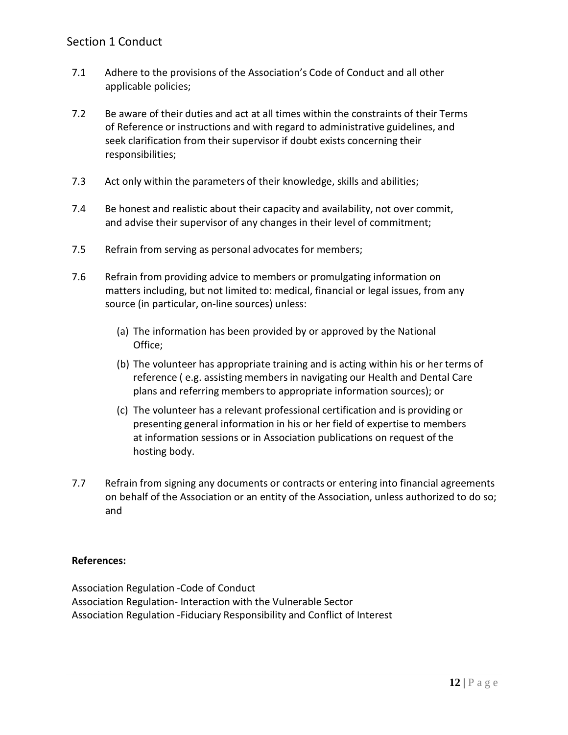## Section 1 Conduct

7.1 Adhere to the provisions of the Association's Code of Conduct and all other applicable policies;

7.2 Be aware of their duties and act at all times within the constraints of their Terms of Reference or instructions and with regard to administrative guidelines, and seek clarification from their supervisor if doubt exists concerning their responsibilities;

7.3 Act only within the parameters of their knowledge, skills and abilities;

7.4 Be honest and realistic about their capacity and availability, not over commit, and advise their supervisor of any changes in their level of commitment;

7.5 Refrain from serving as personal advocates for members;

7.6 Refrain from providing advice to members or promulgating information on matters including, but not limited to: medical, financial or legal issues, from any source (in particular, on-line sources) unless:

   (a) The information has been provided by or approved by the National Office;

   (b) The volunteer has appropriate training and is acting within his or her terms of reference ( e.g. assisting members in navigating our Health and Dental Care plans and referring members to appropriate information sources); or

   (c) The volunteer has a relevant professional certification and is providing or presenting general information in his or her field of expertise to members at information sessions or in Association publications on request of the hosting body.

7.7 Refrain from signing any documents or contracts or entering into financial agreements on behalf of the Association or an entity of the Association, unless authorized to do so; and

**References:**

Association Regulation -Code of Conduct
Association Regulation- Interaction with the Vulnerable Sector
Association Regulation -Fiduciary Responsibility and Conflict of Interest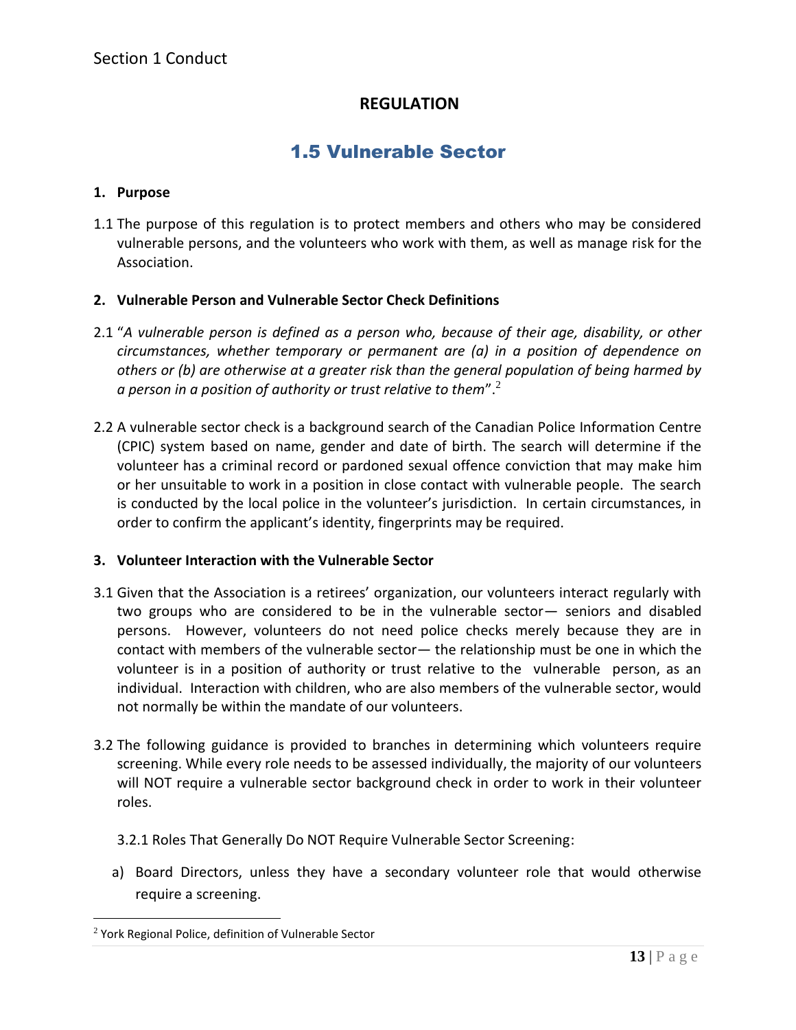Section 1 Conduct

## REGULATION

# 1.5 Vulnerable Sector

**1. Purpose**

1.1 The purpose of this regulation is to protect members and others who may be considered vulnerable persons, and the volunteers who work with them, as well as manage risk for the Association.

**2. Vulnerable Person and Vulnerable Sector Check Definitions**

2.1 "*A vulnerable person is defined as a person who, because of their age, disability, or other circumstances, whether temporary or permanent are (a) in a position of dependence on others or (b) are otherwise at a greater risk than the general population of being harmed by a person in a position of authority or trust relative to them*".[2]

2.2 A vulnerable sector check is a background search of the Canadian Police Information Centre (CPIC) system based on name, gender and date of birth. The search will determine if the volunteer has a criminal record or pardoned sexual offence conviction that may make him or her unsuitable to work in a position in close contact with vulnerable people. The search is conducted by the local police in the volunteer's jurisdiction. In certain circumstances, in order to confirm the applicant's identity, fingerprints may be required.

**3. Volunteer Interaction with the Vulnerable Sector**

3.1 Given that the Association is a retirees' organization, our volunteers interact regularly with two groups who are considered to be in the vulnerable sector— seniors and disabled persons. However, volunteers do not need police checks merely because they are in contact with members of the vulnerable sector— the relationship must be one in which the volunteer is in a position of authority or trust relative to the vulnerable person, as an individual. Interaction with children, who are also members of the vulnerable sector, would not normally be within the mandate of our volunteers.

3.2 The following guidance is provided to branches in determining which volunteers require screening. While every role needs to be assessed individually, the majority of our volunteers will NOT require a vulnerable sector background check in order to work in their volunteer roles.

3.2.1 Roles That Generally Do NOT Require Vulnerable Sector Screening:

a) Board Directors, unless they have a secondary volunteer role that would otherwise require a screening.

[2] York Regional Police, definition of Vulnerable Sector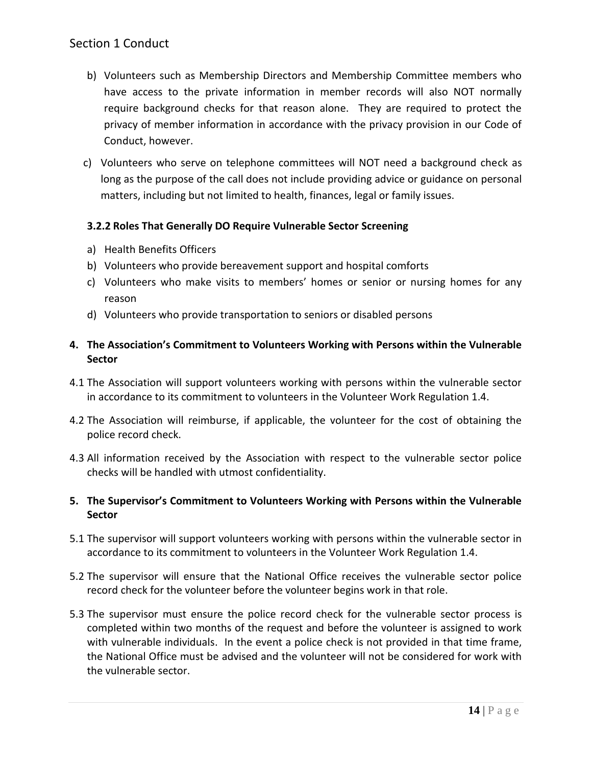b) Volunteers such as Membership Directors and Membership Committee members who have access to the private information in member records will also NOT normally require background checks for that reason alone. They are required to protect the privacy of member information in accordance with the privacy provision in our Code of Conduct, however.

c) Volunteers who serve on telephone committees will NOT need a background check as long as the purpose of the call does not include providing advice or guidance on personal matters, including but not limited to health, finances, legal or family issues.

### 3.2.2 Roles That Generally DO Require Vulnerable Sector Screening

a) Health Benefits Officers
b) Volunteers who provide bereavement support and hospital comforts
c) Volunteers who make visits to members' homes or senior or nursing homes for any reason
d) Volunteers who provide transportation to seniors or disabled persons

## 4. The Association's Commitment to Volunteers Working with Persons within the Vulnerable Sector

4.1 The Association will support volunteers working with persons within the vulnerable sector in accordance to its commitment to volunteers in the Volunteer Work Regulation 1.4.

4.2 The Association will reimburse, if applicable, the volunteer for the cost of obtaining the police record check.

4.3 All information received by the Association with respect to the vulnerable sector police checks will be handled with utmost confidentiality.

## 5. The Supervisor's Commitment to Volunteers Working with Persons within the Vulnerable Sector

5.1 The supervisor will support volunteers working with persons within the vulnerable sector in accordance to its commitment to volunteers in the Volunteer Work Regulation 1.4.

5.2 The supervisor will ensure that the National Office receives the vulnerable sector police record check for the volunteer before the volunteer begins work in that role.

5.3 The supervisor must ensure the police record check for the vulnerable sector process is completed within two months of the request and before the volunteer is assigned to work with vulnerable individuals. In the event a police check is not provided in that time frame, the National Office must be advised and the volunteer will not be considered for work with the vulnerable sector.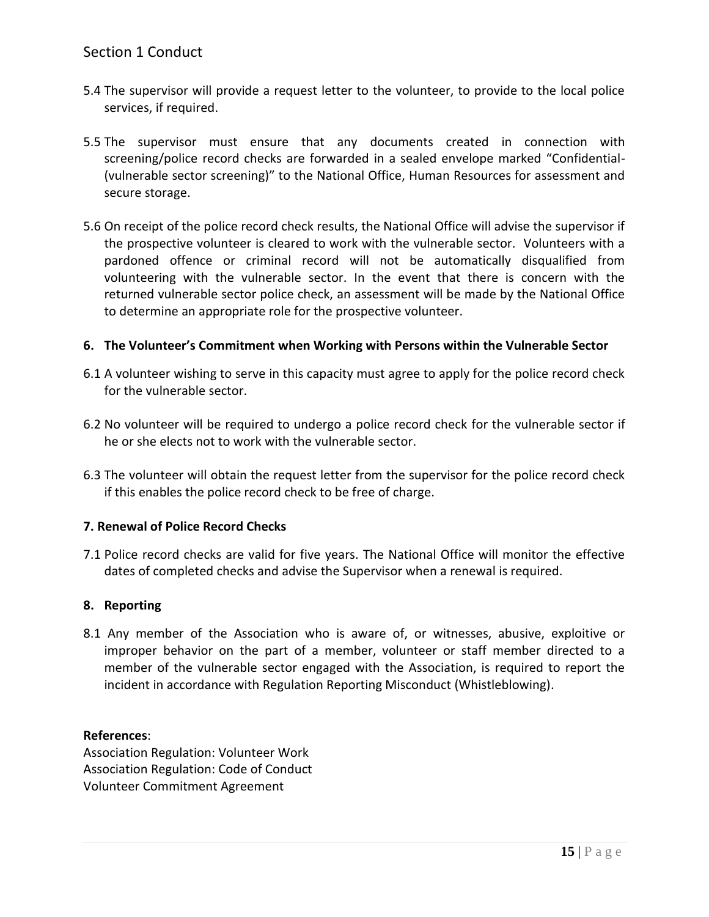5.4 The supervisor will provide a request letter to the volunteer, to provide to the local police services, if required.

5.5 The supervisor must ensure that any documents created in connection with screening/police record checks are forwarded in a sealed envelope marked "Confidential-(vulnerable sector screening)" to the National Office, Human Resources for assessment and secure storage.

5.6 On receipt of the police record check results, the National Office will advise the supervisor if the prospective volunteer is cleared to work with the vulnerable sector. Volunteers with a pardoned offence or criminal record will not be automatically disqualified from volunteering with the vulnerable sector. In the event that there is concern with the returned vulnerable sector police check, an assessment will be made by the National Office to determine an appropriate role for the prospective volunteer.

**6. The Volunteer's Commitment when Working with Persons within the Vulnerable Sector**

6.1 A volunteer wishing to serve in this capacity must agree to apply for the police record check for the vulnerable sector.

6.2 No volunteer will be required to undergo a police record check for the vulnerable sector if he or she elects not to work with the vulnerable sector.

6.3 The volunteer will obtain the request letter from the supervisor for the police record check if this enables the police record check to be free of charge.

**7. Renewal of Police Record Checks**

7.1 Police record checks are valid for five years. The National Office will monitor the effective dates of completed checks and advise the Supervisor when a renewal is required.

**8. Reporting**

8.1 Any member of the Association who is aware of, or witnesses, abusive, exploitive or improper behavior on the part of a member, volunteer or staff member directed to a member of the vulnerable sector engaged with the Association, is required to report the incident in accordance with Regulation Reporting Misconduct (Whistleblowing).

**References**:
Association Regulation: Volunteer Work
Association Regulation: Code of Conduct
Volunteer Commitment Agreement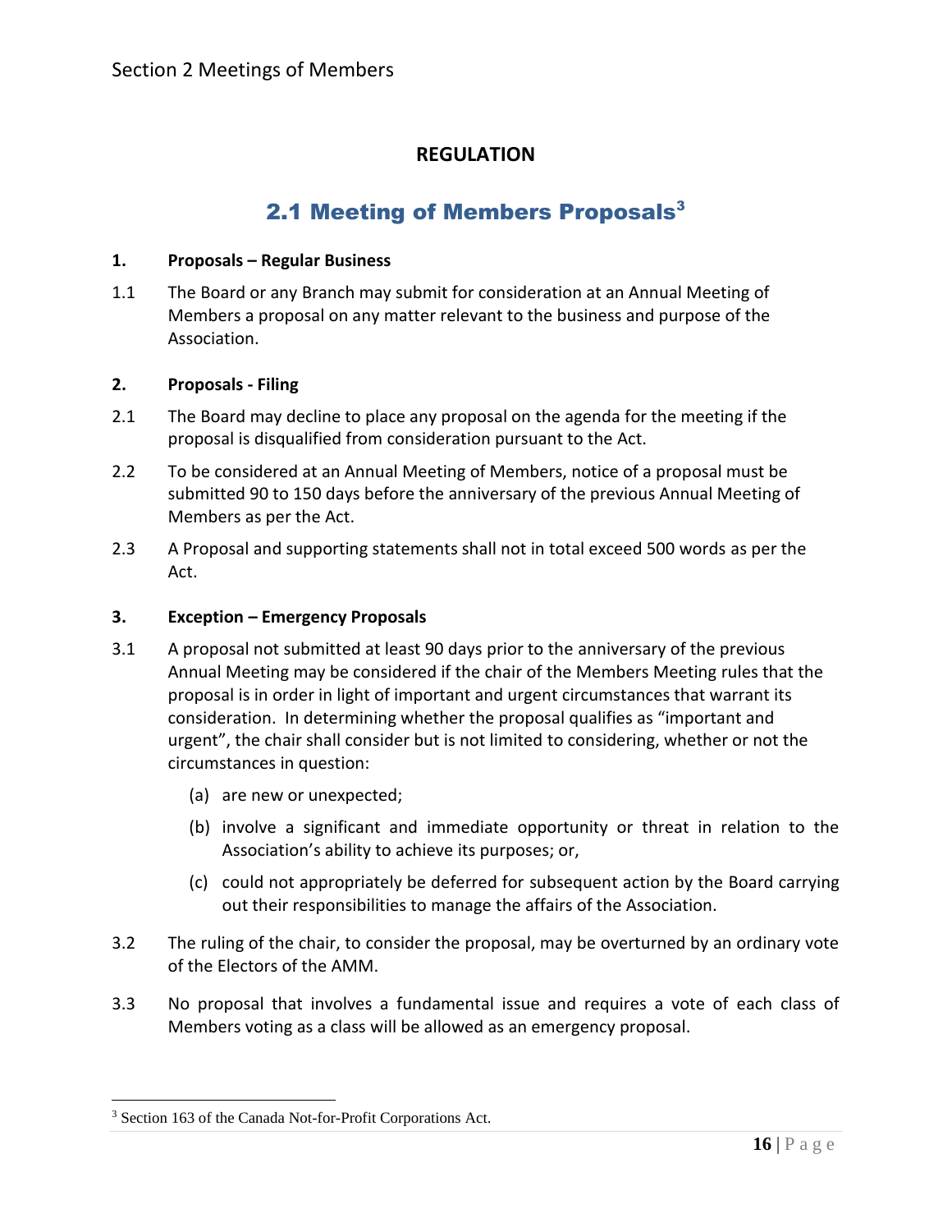## REGULATION

# 2.1 Meeting of Members Proposals[3]

**1. Proposals – Regular Business**

1.1 The Board or any Branch may submit for consideration at an Annual Meeting of Members a proposal on any matter relevant to the business and purpose of the Association.

**2. Proposals - Filing**

2.1 The Board may decline to place any proposal on the agenda for the meeting if the proposal is disqualified from consideration pursuant to the Act.

2.2 To be considered at an Annual Meeting of Members, notice of a proposal must be submitted 90 to 150 days before the anniversary of the previous Annual Meeting of Members as per the Act.

2.3 A Proposal and supporting statements shall not in total exceed 500 words as per the Act.

**3. Exception – Emergency Proposals**

3.1 A proposal not submitted at least 90 days prior to the anniversary of the previous Annual Meeting may be considered if the chair of the Members Meeting rules that the proposal is in order in light of important and urgent circumstances that warrant its consideration. In determining whether the proposal qualifies as "important and urgent", the chair shall consider but is not limited to considering, whether or not the circumstances in question:

(a) are new or unexpected;

(b) involve a significant and immediate opportunity or threat in relation to the Association's ability to achieve its purposes; or,

(c) could not appropriately be deferred for subsequent action by the Board carrying out their responsibilities to manage the affairs of the Association.

3.2 The ruling of the chair, to consider the proposal, may be overturned by an ordinary vote of the Electors of the AMM.

3.3 No proposal that involves a fundamental issue and requires a vote of each class of Members voting as a class will be allowed as an emergency proposal.

[3] Section 163 of the Canada Not-for-Profit Corporations Act.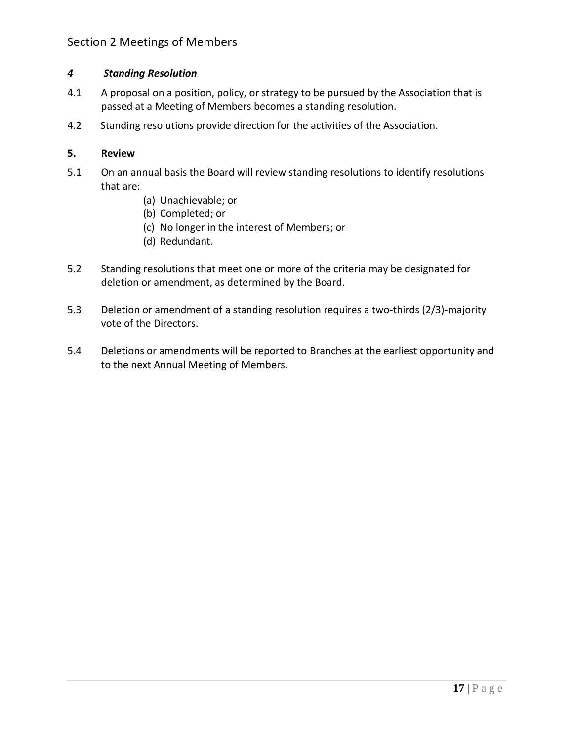# Section 2 Meetings of Members

### *4 Standing Resolution*

4.1 A proposal on a position, policy, or strategy to be pursued by the Association that is passed at a Meeting of Members becomes a standing resolution.

4.2 Standing resolutions provide direction for the activities of the Association.

### 5. Review

5.1 On an annual basis the Board will review standing resolutions to identify resolutions that are:

- (a) Unachievable; or
- (b) Completed; or
- (c) No longer in the interest of Members; or
- (d) Redundant.

5.2 Standing resolutions that meet one or more of the criteria may be designated for deletion or amendment, as determined by the Board.

5.3 Deletion or amendment of a standing resolution requires a two-thirds (2/3)-majority vote of the Directors.

5.4 Deletions or amendments will be reported to Branches at the earliest opportunity and to the next Annual Meeting of Members.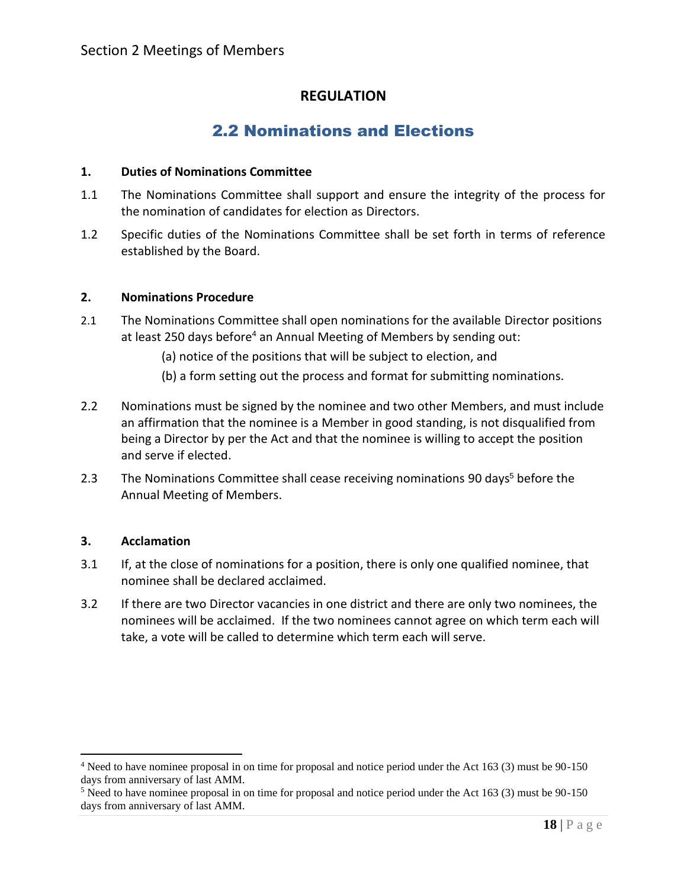Section 2 Meetings of Members

## REGULATION

# 2.2 Nominations and Elections

**1. Duties of Nominations Committee**

1.1 The Nominations Committee shall support and ensure the integrity of the process for the nomination of candidates for election as Directors.

1.2 Specific duties of the Nominations Committee shall be set forth in terms of reference established by the Board.

**2. Nominations Procedure**

2.1 The Nominations Committee shall open nominations for the available Director positions at least 250 days before[4] an Annual Meeting of Members by sending out:

(a) notice of the positions that will be subject to election, and

(b) a form setting out the process and format for submitting nominations.

2.2 Nominations must be signed by the nominee and two other Members, and must include an affirmation that the nominee is a Member in good standing, is not disqualified from being a Director by per the Act and that the nominee is willing to accept the position and serve if elected.

2.3 The Nominations Committee shall cease receiving nominations 90 days[5] before the Annual Meeting of Members.

**3. Acclamation**

3.1 If, at the close of nominations for a position, there is only one qualified nominee, that nominee shall be declared acclaimed.

3.2 If there are two Director vacancies in one district and there are only two nominees, the nominees will be acclaimed. If the two nominees cannot agree on which term each will take, a vote will be called to determine which term each will serve.

---

[4] Need to have nominee proposal in on time for proposal and notice period under the Act 163 (3) must be 90-150 days from anniversary of last AMM.

[5] Need to have nominee proposal in on time for proposal and notice period under the Act 163 (3) must be 90-150 days from anniversary of last AMM.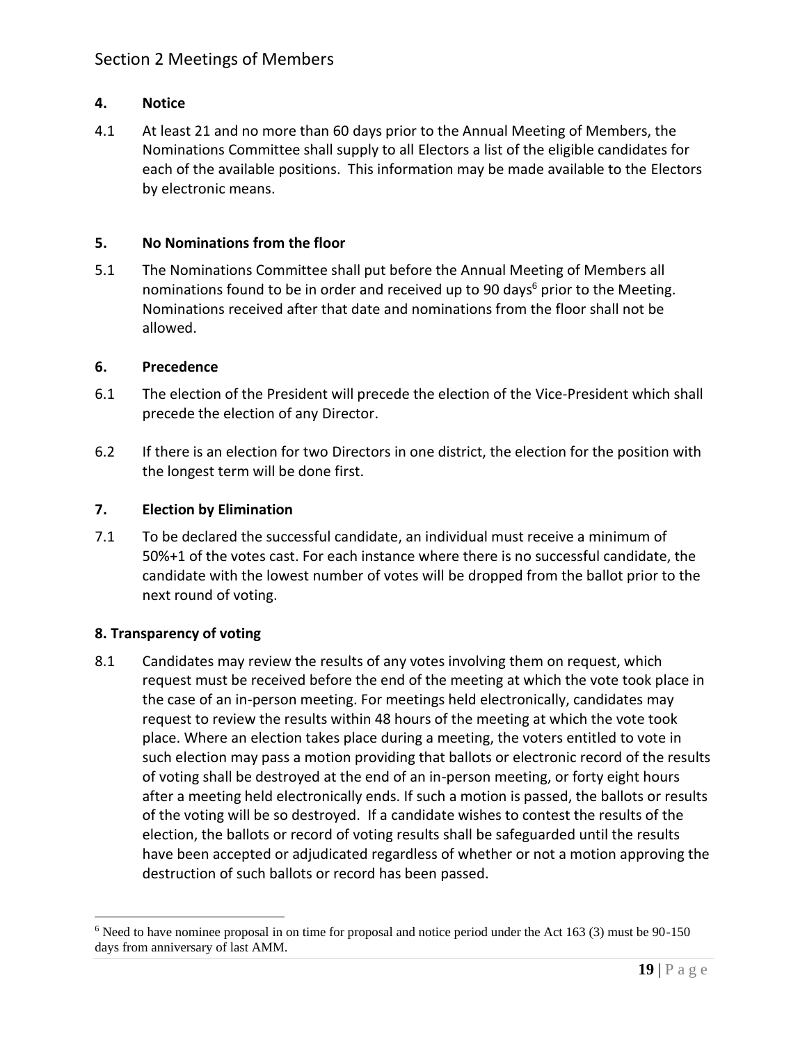## Section 2 Meetings of Members

### 4. Notice

4.1 At least 21 and no more than 60 days prior to the Annual Meeting of Members, the Nominations Committee shall supply to all Electors a list of the eligible candidates for each of the available positions. This information may be made available to the Electors by electronic means.

### 5. No Nominations from the floor

5.1 The Nominations Committee shall put before the Annual Meeting of Members all nominations found to be in order and received up to 90 days[6] prior to the Meeting. Nominations received after that date and nominations from the floor shall not be allowed.

### 6. Precedence

6.1 The election of the President will precede the election of the Vice-President which shall precede the election of any Director.

6.2 If there is an election for two Directors in one district, the election for the position with the longest term will be done first.

### 7. Election by Elimination

7.1 To be declared the successful candidate, an individual must receive a minimum of 50%+1 of the votes cast. For each instance where there is no successful candidate, the candidate with the lowest number of votes will be dropped from the ballot prior to the next round of voting.

### 8. Transparency of voting

8.1 Candidates may review the results of any votes involving them on request, which request must be received before the end of the meeting at which the vote took place in the case of an in-person meeting. For meetings held electronically, candidates may request to review the results within 48 hours of the meeting at which the vote took place. Where an election takes place during a meeting, the voters entitled to vote in such election may pass a motion providing that ballots or electronic record of the results of voting shall be destroyed at the end of an in-person meeting, or forty eight hours after a meeting held electronically ends. If such a motion is passed, the ballots or results of the voting will be so destroyed. If a candidate wishes to contest the results of the election, the ballots or record of voting results shall be safeguarded until the results have been accepted or adjudicated regardless of whether or not a motion approving the destruction of such ballots or record has been passed.

---

[6] Need to have nominee proposal in on time for proposal and notice period under the Act 163 (3) must be 90-150 days from anniversary of last AMM.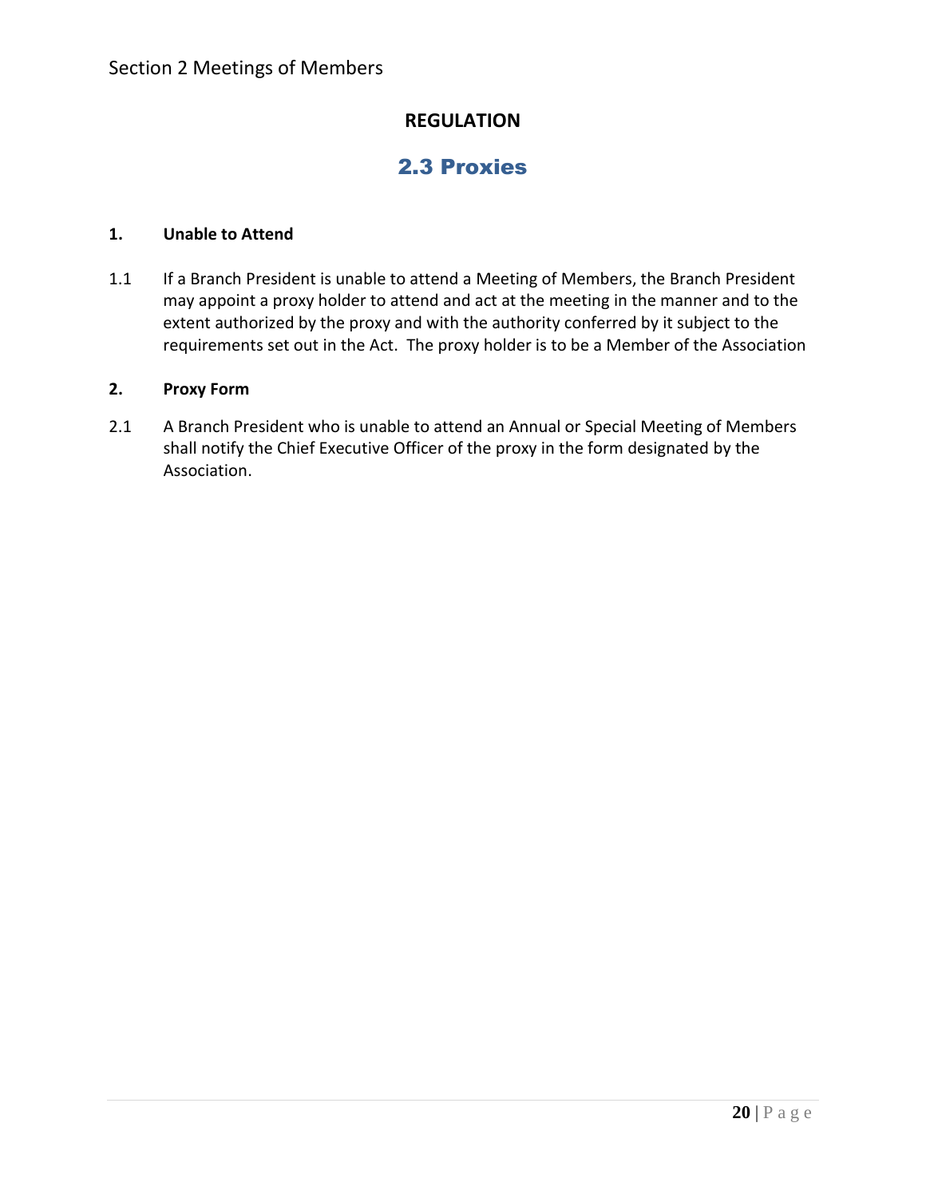Section 2 Meetings of Members

**REGULATION**

## 2.3 Proxies

### 1. Unable to Attend

1.1 If a Branch President is unable to attend a Meeting of Members, the Branch President may appoint a proxy holder to attend and act at the meeting in the manner and to the extent authorized by the proxy and with the authority conferred by it subject to the requirements set out in the Act. The proxy holder is to be a Member of the Association

### 2. Proxy Form

2.1 A Branch President who is unable to attend an Annual or Special Meeting of Members shall notify the Chief Executive Officer of the proxy in the form designated by the Association.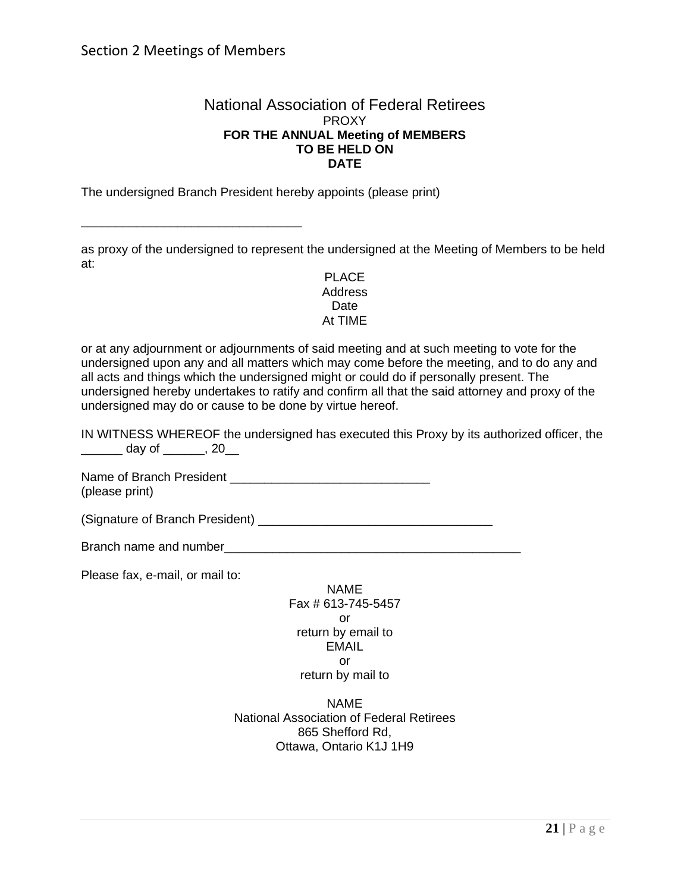# National Association of Federal Retirees

PROXY

**FOR THE ANNUAL Meeting of MEMBERS**
**TO BE HELD ON**
**DATE**

The undersigned Branch President hereby appoints (please print)

________________________________

as proxy of the undersigned to represent the undersigned at the Meeting of Members to be held at:

PLACE
Address
Date
At TIME

or at any adjournment or adjournments of said meeting and at such meeting to vote for the undersigned upon any and all matters which may come before the meeting, and to do any and all acts and things which the undersigned might or could do if personally present. The undersigned hereby undertakes to ratify and confirm all that the said attorney and proxy of the undersigned may do or cause to be done by virtue hereof.

IN WITNESS WHEREOF the undersigned has executed this Proxy by its authorized officer, the ______ day of ______, 20__

Name of Branch President _____________________________
(please print)

(Signature of Branch President) __________________________________

Branch name and number___________________________________________

Please fax, e-mail, or mail to:

NAME
Fax # 613-745-5457
or
return by email to
EMAIL
or
return by mail to

NAME
National Association of Federal Retirees
865 Shefford Rd,
Ottawa, Ontario K1J 1H9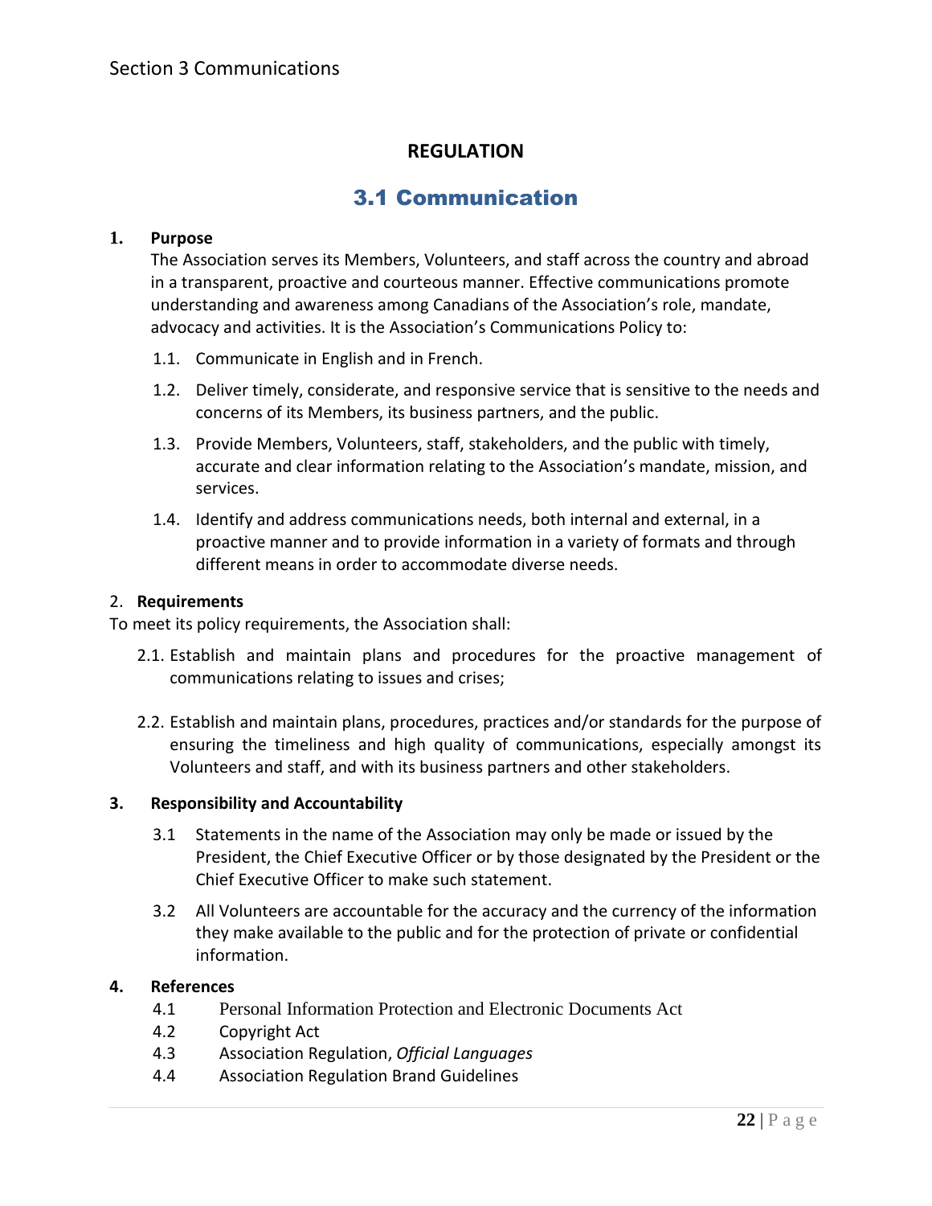Section 3 Communications

## REGULATION

# 3.1 Communication

**1. Purpose**

The Association serves its Members, Volunteers, and staff across the country and abroad in a transparent, proactive and courteous manner. Effective communications promote understanding and awareness among Canadians of the Association's role, mandate, advocacy and activities. It is the Association's Communications Policy to:

1.1. Communicate in English and in French.

1.2. Deliver timely, considerate, and responsive service that is sensitive to the needs and concerns of its Members, its business partners, and the public.

1.3. Provide Members, Volunteers, staff, stakeholders, and the public with timely, accurate and clear information relating to the Association's mandate, mission, and services.

1.4. Identify and address communications needs, both internal and external, in a proactive manner and to provide information in a variety of formats and through different means in order to accommodate diverse needs.

2. **Requirements**

To meet its policy requirements, the Association shall:

2.1. Establish and maintain plans and procedures for the proactive management of communications relating to issues and crises;

2.2. Establish and maintain plans, procedures, practices and/or standards for the purpose of ensuring the timeliness and high quality of communications, especially amongst its Volunteers and staff, and with its business partners and other stakeholders.

**3. Responsibility and Accountability**

3.1 Statements in the name of the Association may only be made or issued by the President, the Chief Executive Officer or by those designated by the President or the Chief Executive Officer to make such statement.

3.2 All Volunteers are accountable for the accuracy and the currency of the information they make available to the public and for the protection of private or confidential information.

**4. References**

4.1 Personal Information Protection and Electronic Documents Act

4.2 Copyright Act

4.3 Association Regulation, *Official Languages*

4.4 Association Regulation Brand Guidelines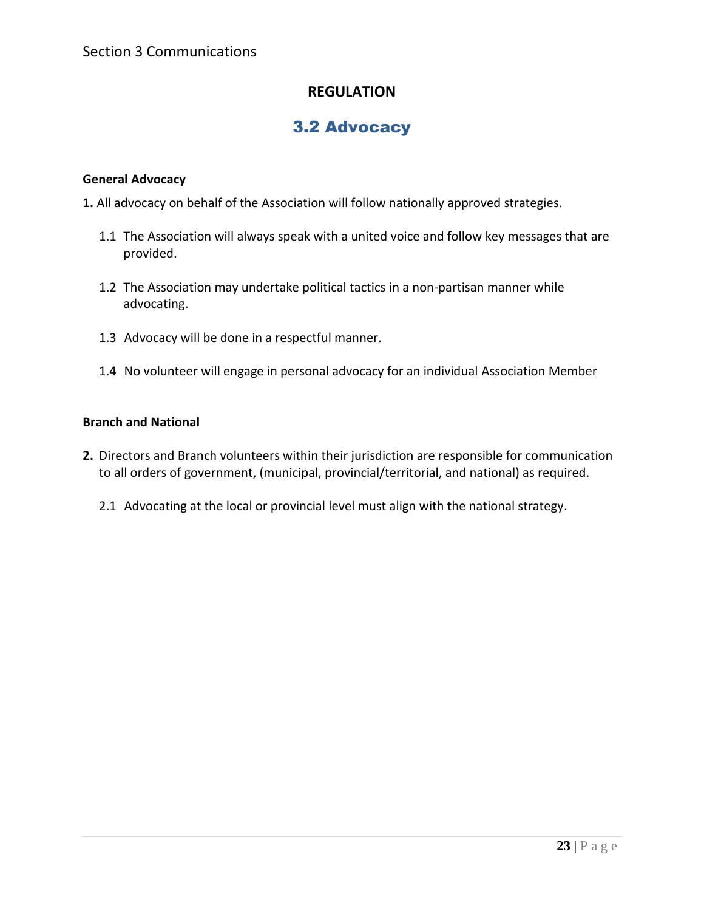Section 3 Communications

## REGULATION

# 3.2 Advocacy

**General Advocacy**

**1.** All advocacy on behalf of the Association will follow nationally approved strategies.

1.1 The Association will always speak with a united voice and follow key messages that are provided.

1.2 The Association may undertake political tactics in a non-partisan manner while advocating.

1.3 Advocacy will be done in a respectful manner.

1.4 No volunteer will engage in personal advocacy for an individual Association Member

**Branch and National**

**2.** Directors and Branch volunteers within their jurisdiction are responsible for communication to all orders of government, (municipal, provincial/territorial, and national) as required.

2.1 Advocating at the local or provincial level must align with the national strategy.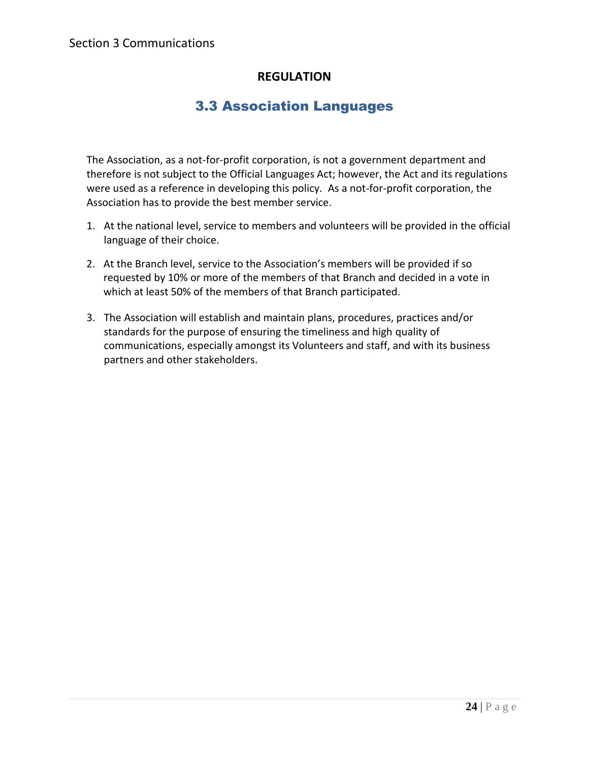**REGULATION**

## 3.3 Association Languages

The Association, as a not-for-profit corporation, is not a government department and therefore is not subject to the Official Languages Act; however, the Act and its regulations were used as a reference in developing this policy. As a not-for-profit corporation, the Association has to provide the best member service.

1. At the national level, service to members and volunteers will be provided in the official language of their choice.
2. At the Branch level, service to the Association's members will be provided if so requested by 10% or more of the members of that Branch and decided in a vote in which at least 50% of the members of that Branch participated.
3. The Association will establish and maintain plans, procedures, practices and/or standards for the purpose of ensuring the timeliness and high quality of communications, especially amongst its Volunteers and staff, and with its business partners and other stakeholders.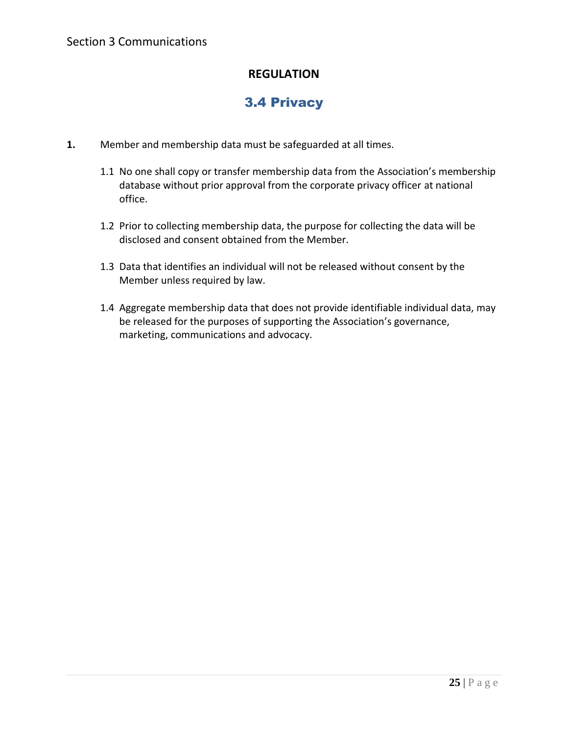Section 3 Communications

**REGULATION**

## 3.4 Privacy

1. Member and membership data must be safeguarded at all times.

   1.1 No one shall copy or transfer membership data from the Association's membership database without prior approval from the corporate privacy officer at national office.

   1.2 Prior to collecting membership data, the purpose for collecting the data will be disclosed and consent obtained from the Member.

   1.3 Data that identifies an individual will not be released without consent by the Member unless required by law.

   1.4 Aggregate membership data that does not provide identifiable individual data, may be released for the purposes of supporting the Association's governance, marketing, communications and advocacy.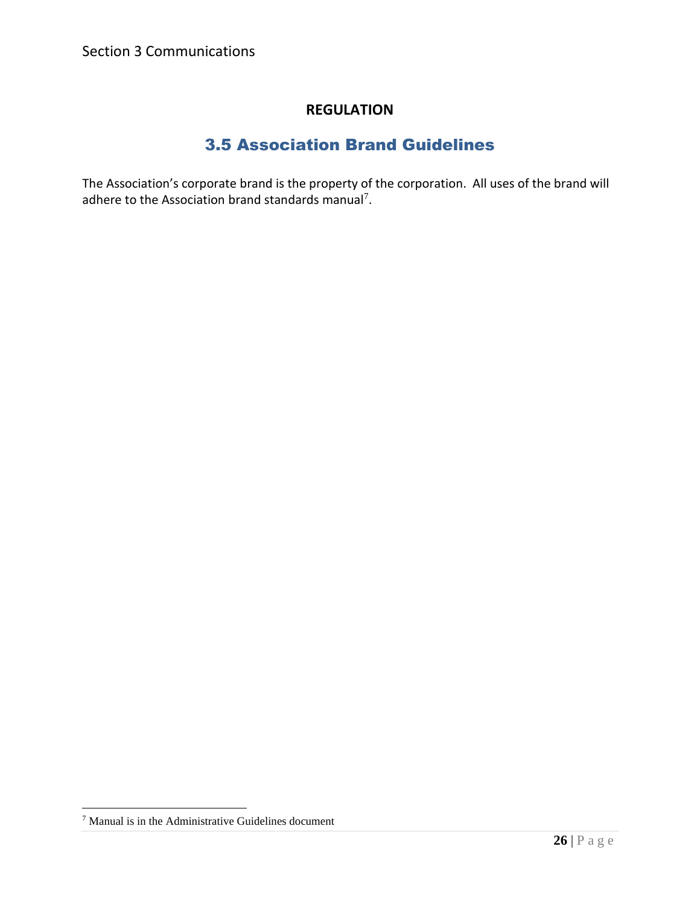**REGULATION**

## 3.5 Association Brand Guidelines

The Association's corporate brand is the property of the corporation. All uses of the brand will adhere to the Association brand standards manual[7].

[7] Manual is in the Administrative Guidelines document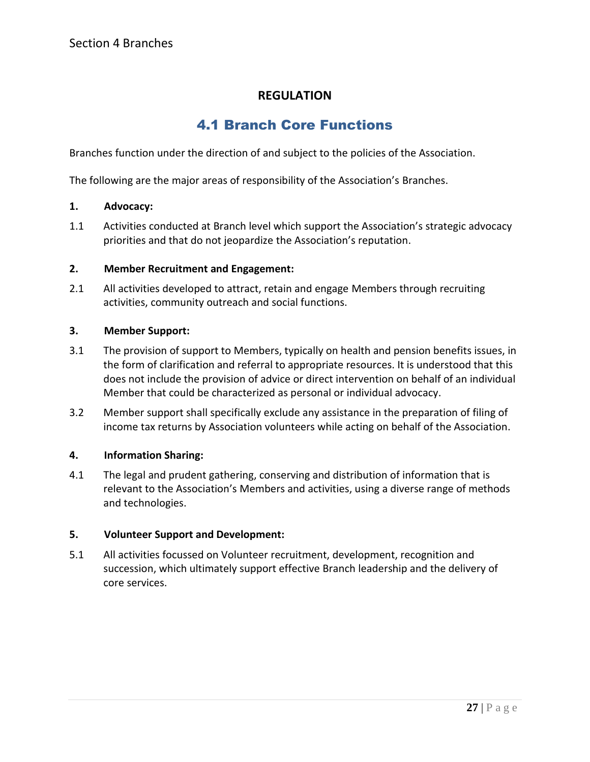Section 4 Branches

**REGULATION**

## 4.1 Branch Core Functions

Branches function under the direction of and subject to the policies of the Association.

The following are the major areas of responsibility of the Association's Branches.

**1. Advocacy:**

1.1 Activities conducted at Branch level which support the Association's strategic advocacy priorities and that do not jeopardize the Association's reputation.

**2. Member Recruitment and Engagement:**

2.1 All activities developed to attract, retain and engage Members through recruiting activities, community outreach and social functions.

**3. Member Support:**

3.1 The provision of support to Members, typically on health and pension benefits issues, in the form of clarification and referral to appropriate resources. It is understood that this does not include the provision of advice or direct intervention on behalf of an individual Member that could be characterized as personal or individual advocacy.

3.2 Member support shall specifically exclude any assistance in the preparation of filing of income tax returns by Association volunteers while acting on behalf of the Association.

**4. Information Sharing:**

4.1 The legal and prudent gathering, conserving and distribution of information that is relevant to the Association's Members and activities, using a diverse range of methods and technologies.

**5. Volunteer Support and Development:**

5.1 All activities focussed on Volunteer recruitment, development, recognition and succession, which ultimately support effective Branch leadership and the delivery of core services.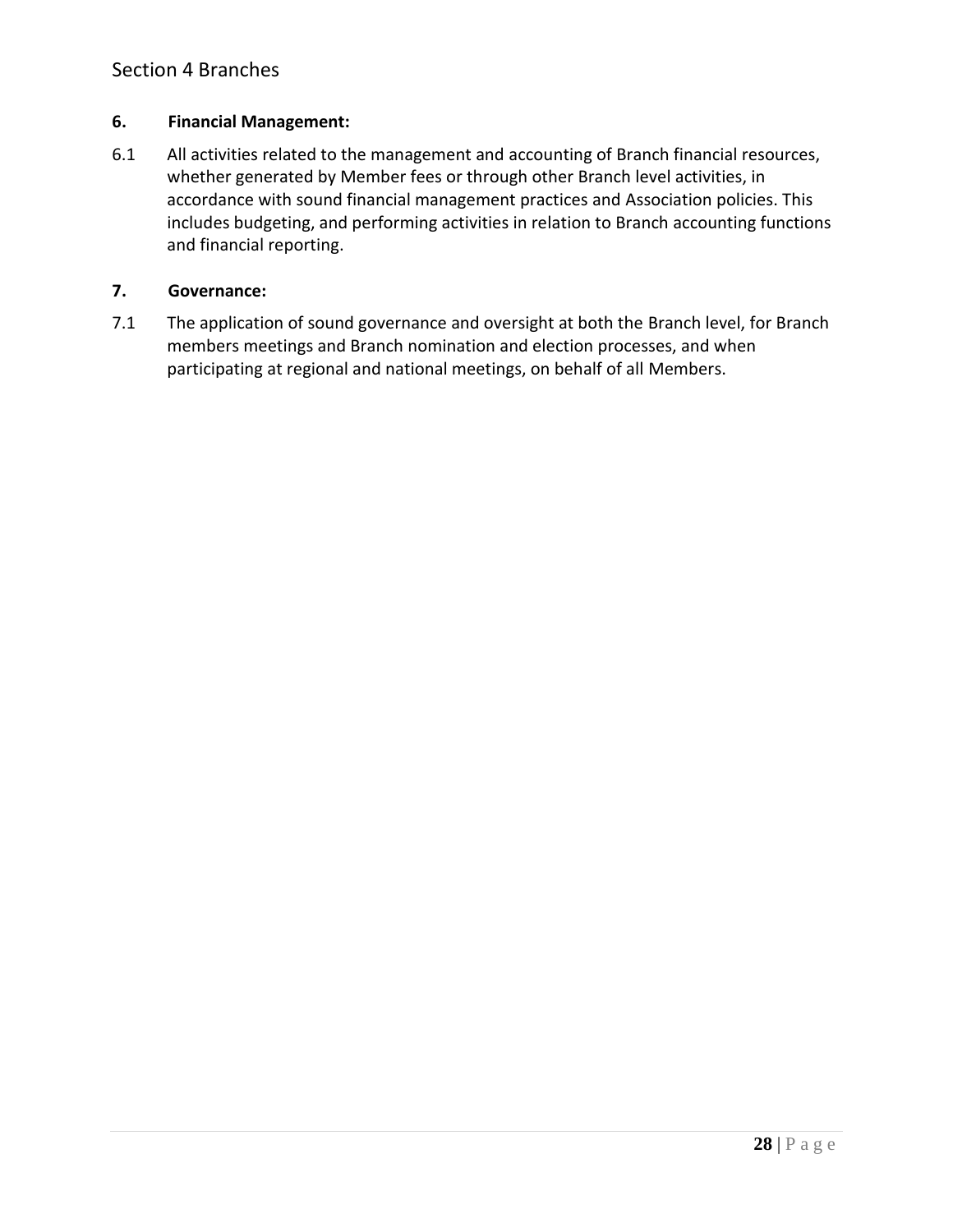**6. Financial Management:**

6.1 All activities related to the management and accounting of Branch financial resources, whether generated by Member fees or through other Branch level activities, in accordance with sound financial management practices and Association policies. This includes budgeting, and performing activities in relation to Branch accounting functions and financial reporting.

**7. Governance:**

7.1 The application of sound governance and oversight at both the Branch level, for Branch members meetings and Branch nomination and election processes, and when participating at regional and national meetings, on behalf of all Members.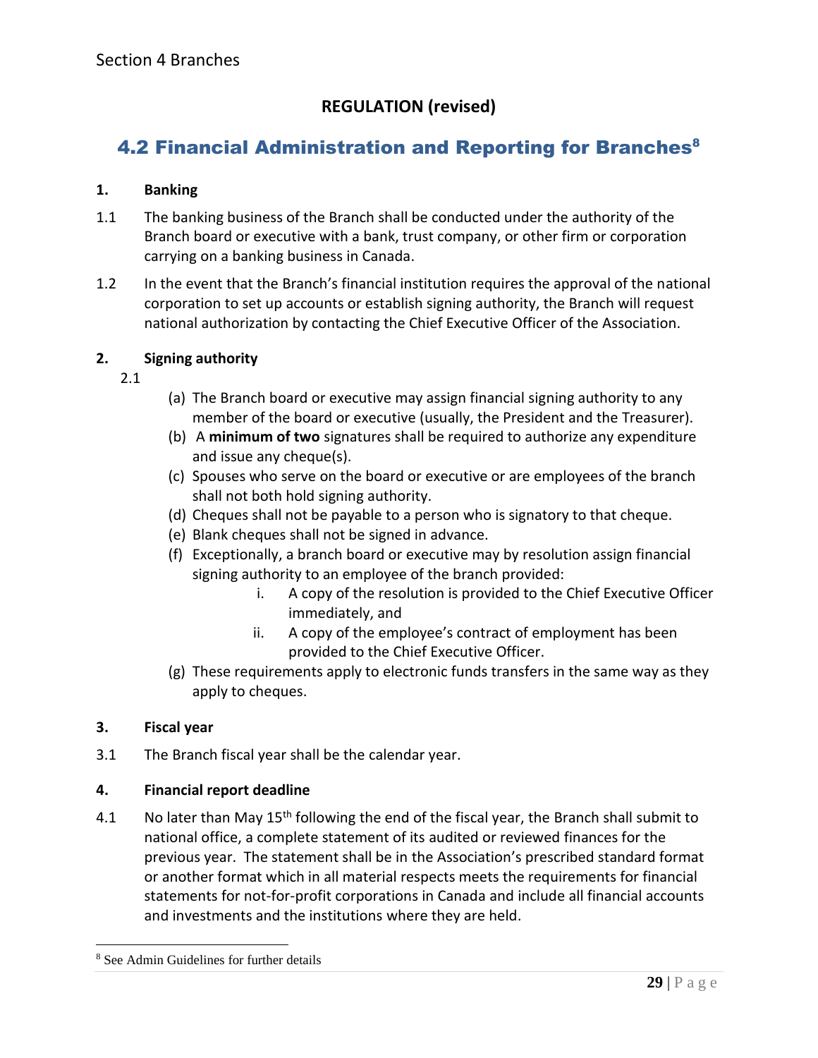Section 4 Branches

**REGULATION (revised)**

## 4.2 Financial Administration and Reporting for Branches[8]

**1. Banking**

1.1 The banking business of the Branch shall be conducted under the authority of the Branch board or executive with a bank, trust company, or other firm or corporation carrying on a banking business in Canada.

1.2 In the event that the Branch's financial institution requires the approval of the national corporation to set up accounts or establish signing authority, the Branch will request national authorization by contacting the Chief Executive Officer of the Association.

**2. Signing authority**

2.1

(a) The Branch board or executive may assign financial signing authority to any member of the board or executive (usually, the President and the Treasurer).

(b) A **minimum of two** signatures shall be required to authorize any expenditure and issue any cheque(s).

(c) Spouses who serve on the board or executive or are employees of the branch shall not both hold signing authority.

(d) Cheques shall not be payable to a person who is signatory to that cheque.

(e) Blank cheques shall not be signed in advance.

(f) Exceptionally, a branch board or executive may by resolution assign financial signing authority to an employee of the branch provided:

  i. A copy of the resolution is provided to the Chief Executive Officer immediately, and

  ii. A copy of the employee's contract of employment has been provided to the Chief Executive Officer.

(g) These requirements apply to electronic funds transfers in the same way as they apply to cheques.

**3. Fiscal year**

3.1 The Branch fiscal year shall be the calendar year.

**4. Financial report deadline**

4.1 No later than May 15th following the end of the fiscal year, the Branch shall submit to national office, a complete statement of its audited or reviewed finances for the previous year. The statement shall be in the Association's prescribed standard format or another format which in all material respects meets the requirements for financial statements for not-for-profit corporations in Canada and include all financial accounts and investments and the institutions where they are held.

[8] See Admin Guidelines for further details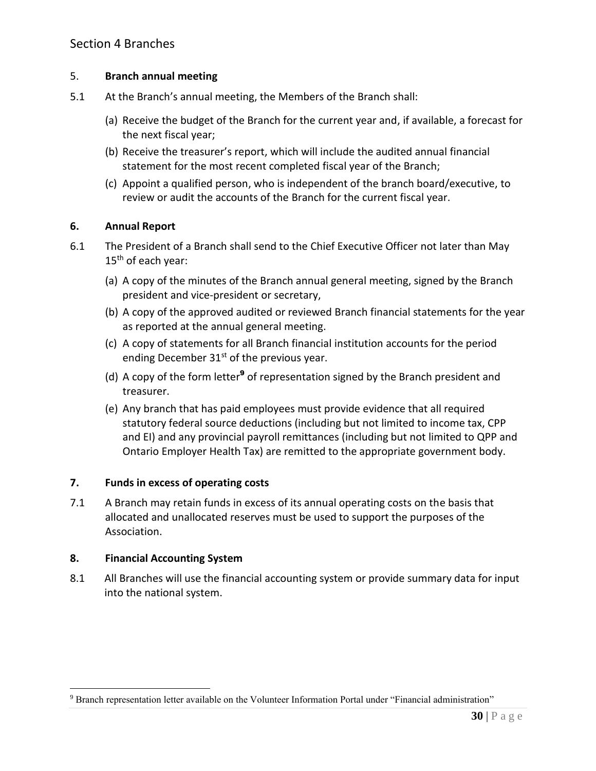### 5. Branch annual meeting

5.1 At the Branch's annual meeting, the Members of the Branch shall:

(a) Receive the budget of the Branch for the current year and, if available, a forecast for the next fiscal year;

(b) Receive the treasurer's report, which will include the audited annual financial statement for the most recent completed fiscal year of the Branch;

(c) Appoint a qualified person, who is independent of the branch board/executive, to review or audit the accounts of the Branch for the current fiscal year.

### 6. Annual Report

6.1 The President of a Branch shall send to the Chief Executive Officer not later than May 15th of each year:

(a) A copy of the minutes of the Branch annual general meeting, signed by the Branch president and vice-president or secretary,

(b) A copy of the approved audited or reviewed Branch financial statements for the year as reported at the annual general meeting.

(c) A copy of statements for all Branch financial institution accounts for the period ending December 31st of the previous year.

(d) A copy of the form letter[9] of representation signed by the Branch president and treasurer.

(e) Any branch that has paid employees must provide evidence that all required statutory federal source deductions (including but not limited to income tax, CPP and EI) and any provincial payroll remittances (including but not limited to QPP and Ontario Employer Health Tax) are remitted to the appropriate government body.

### 7. Funds in excess of operating costs

7.1 A Branch may retain funds in excess of its annual operating costs on the basis that allocated and unallocated reserves must be used to support the purposes of the Association.

### 8. Financial Accounting System

8.1 All Branches will use the financial accounting system or provide summary data for input into the national system.

---

[9] Branch representation letter available on the Volunteer Information Portal under "Financial administration"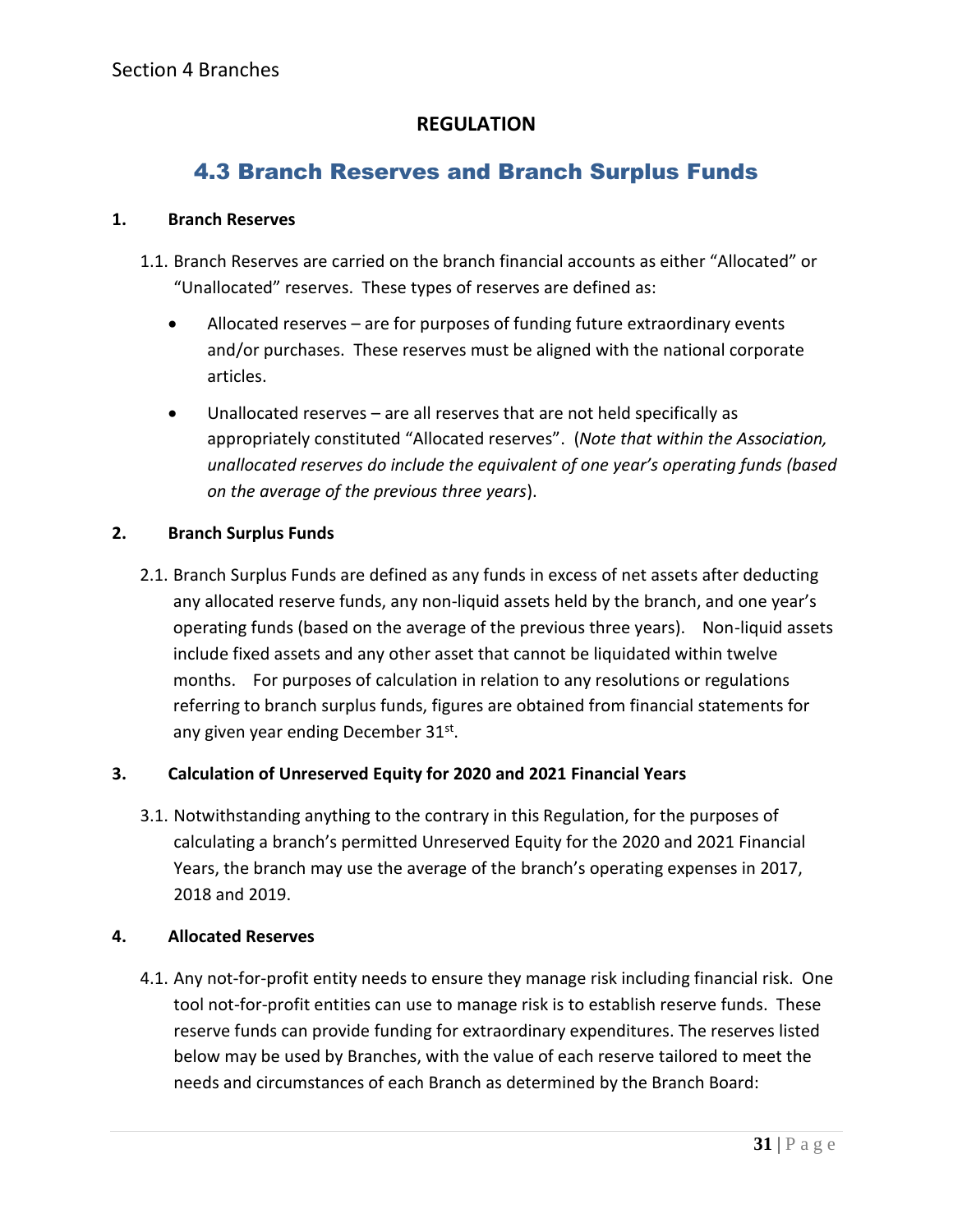# REGULATION

## 4.3 Branch Reserves and Branch Surplus Funds

**1. Branch Reserves**

1.1. Branch Reserves are carried on the branch financial accounts as either "Allocated" or "Unallocated" reserves. These types of reserves are defined as:

- Allocated reserves – are for purposes of funding future extraordinary events and/or purchases. These reserves must be aligned with the national corporate articles.
- Unallocated reserves – are all reserves that are not held specifically as appropriately constituted "Allocated reserves". (*Note that within the Association, unallocated reserves do include the equivalent of one year's operating funds (based on the average of the previous three years*).

**2. Branch Surplus Funds**

2.1. Branch Surplus Funds are defined as any funds in excess of net assets after deducting any allocated reserve funds, any non-liquid assets held by the branch, and one year's operating funds (based on the average of the previous three years). Non-liquid assets include fixed assets and any other asset that cannot be liquidated within twelve months. For purposes of calculation in relation to any resolutions or regulations referring to branch surplus funds, figures are obtained from financial statements for any given year ending December 31st.

**3. Calculation of Unreserved Equity for 2020 and 2021 Financial Years**

3.1. Notwithstanding anything to the contrary in this Regulation, for the purposes of calculating a branch's permitted Unreserved Equity for the 2020 and 2021 Financial Years, the branch may use the average of the branch's operating expenses in 2017, 2018 and 2019.

**4. Allocated Reserves**

4.1. Any not-for-profit entity needs to ensure they manage risk including financial risk. One tool not-for-profit entities can use to manage risk is to establish reserve funds. These reserve funds can provide funding for extraordinary expenditures. The reserves listed below may be used by Branches, with the value of each reserve tailored to meet the needs and circumstances of each Branch as determined by the Branch Board: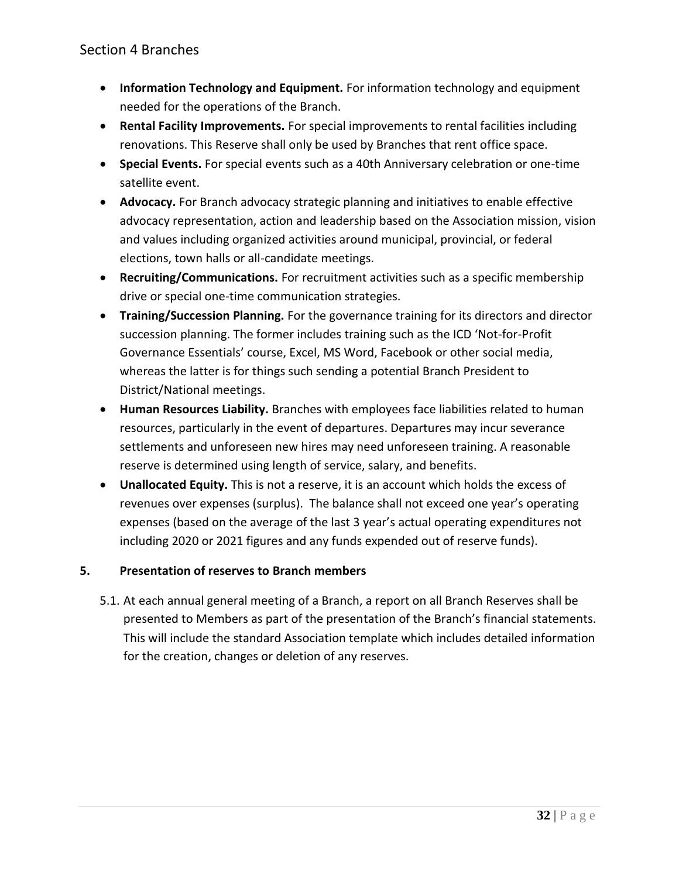- **Information Technology and Equipment.** For information technology and equipment needed for the operations of the Branch.
- **Rental Facility Improvements.** For special improvements to rental facilities including renovations. This Reserve shall only be used by Branches that rent office space.
- **Special Events.** For special events such as a 40th Anniversary celebration or one-time satellite event.
- **Advocacy.** For Branch advocacy strategic planning and initiatives to enable effective advocacy representation, action and leadership based on the Association mission, vision and values including organized activities around municipal, provincial, or federal elections, town halls or all-candidate meetings.
- **Recruiting/Communications.** For recruitment activities such as a specific membership drive or special one-time communication strategies.
- **Training/Succession Planning.** For the governance training for its directors and director succession planning. The former includes training such as the ICD 'Not-for-Profit Governance Essentials' course, Excel, MS Word, Facebook or other social media, whereas the latter is for things such sending a potential Branch President to District/National meetings.
- **Human Resources Liability.** Branches with employees face liabilities related to human resources, particularly in the event of departures. Departures may incur severance settlements and unforeseen new hires may need unforeseen training. A reasonable reserve is determined using length of service, salary, and benefits.
- **Unallocated Equity.** This is not a reserve, it is an account which holds the excess of revenues over expenses (surplus). The balance shall not exceed one year's operating expenses (based on the average of the last 3 year's actual operating expenditures not including 2020 or 2021 figures and any funds expended out of reserve funds).

### 5. Presentation of reserves to Branch members

5.1. At each annual general meeting of a Branch, a report on all Branch Reserves shall be presented to Members as part of the presentation of the Branch's financial statements. This will include the standard Association template which includes detailed information for the creation, changes or deletion of any reserves.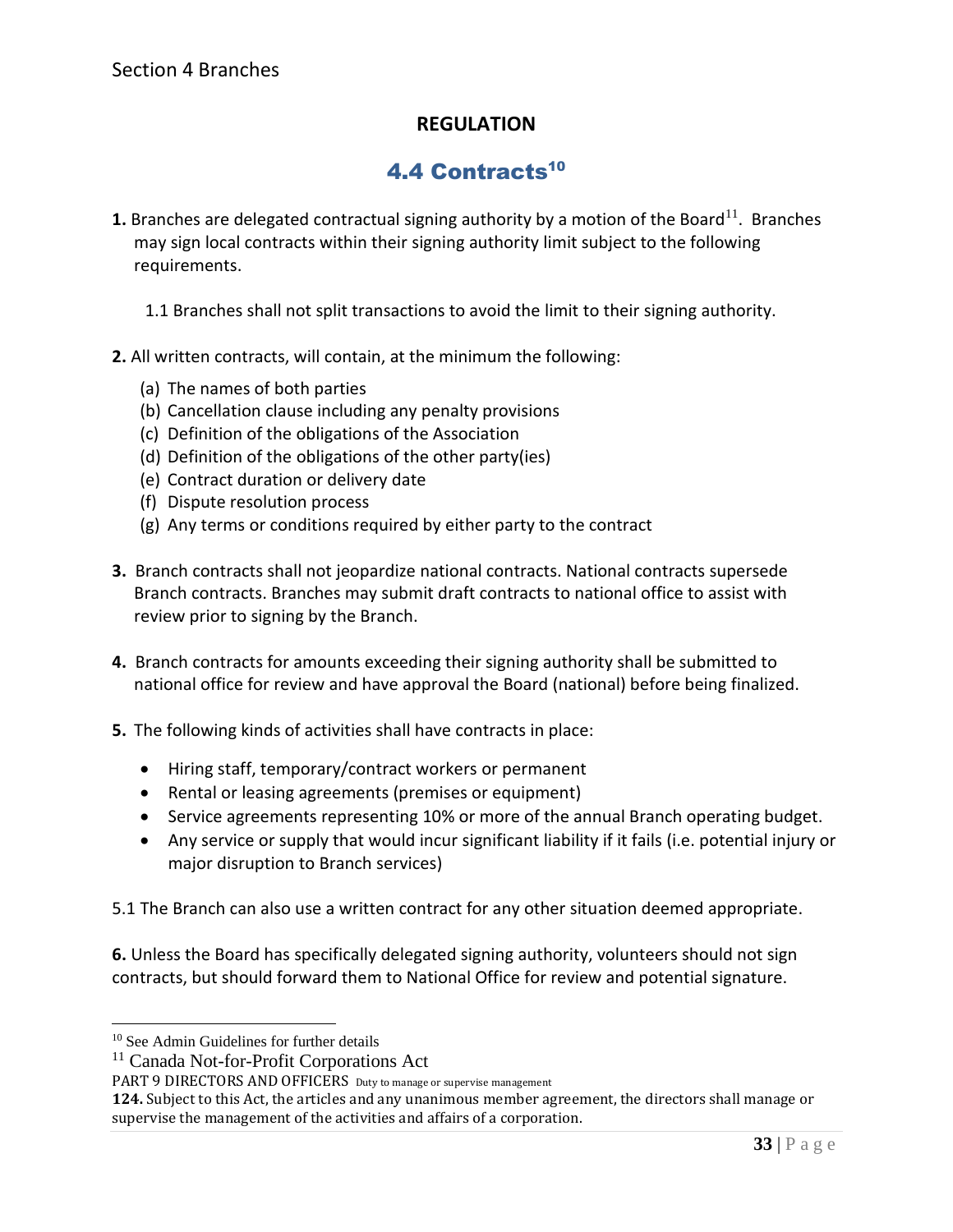Section 4 Branches

**REGULATION**

## 4.4 Contracts[10]

**1.** Branches are delegated contractual signing authority by a motion of the Board[11]. Branches may sign local contracts within their signing authority limit subject to the following requirements.

1.1 Branches shall not split transactions to avoid the limit to their signing authority.

**2.** All written contracts, will contain, at the minimum the following:

(a) The names of both parties
(b) Cancellation clause including any penalty provisions
(c) Definition of the obligations of the Association
(d) Definition of the obligations of the other party(ies)
(e) Contract duration or delivery date
(f) Dispute resolution process
(g) Any terms or conditions required by either party to the contract

**3.** Branch contracts shall not jeopardize national contracts. National contracts supersede Branch contracts. Branches may submit draft contracts to national office to assist with review prior to signing by the Branch.

**4.** Branch contracts for amounts exceeding their signing authority shall be submitted to national office for review and have approval the Board (national) before being finalized.

**5.** The following kinds of activities shall have contracts in place:

- Hiring staff, temporary/contract workers or permanent
- Rental or leasing agreements (premises or equipment)
- Service agreements representing 10% or more of the annual Branch operating budget.
- Any service or supply that would incur significant liability if it fails (i.e. potential injury or major disruption to Branch services)

5.1 The Branch can also use a written contract for any other situation deemed appropriate.

**6.** Unless the Board has specifically delegated signing authority, volunteers should not sign contracts, but should forward them to National Office for review and potential signature.

---

[10] See Admin Guidelines for further details

[11] Canada Not-for-Profit Corporations Act

PART 9 DIRECTORS AND OFFICERS Duty to manage or supervise management

**124.** Subject to this Act, the articles and any unanimous member agreement, the directors shall manage or supervise the management of the activities and affairs of a corporation.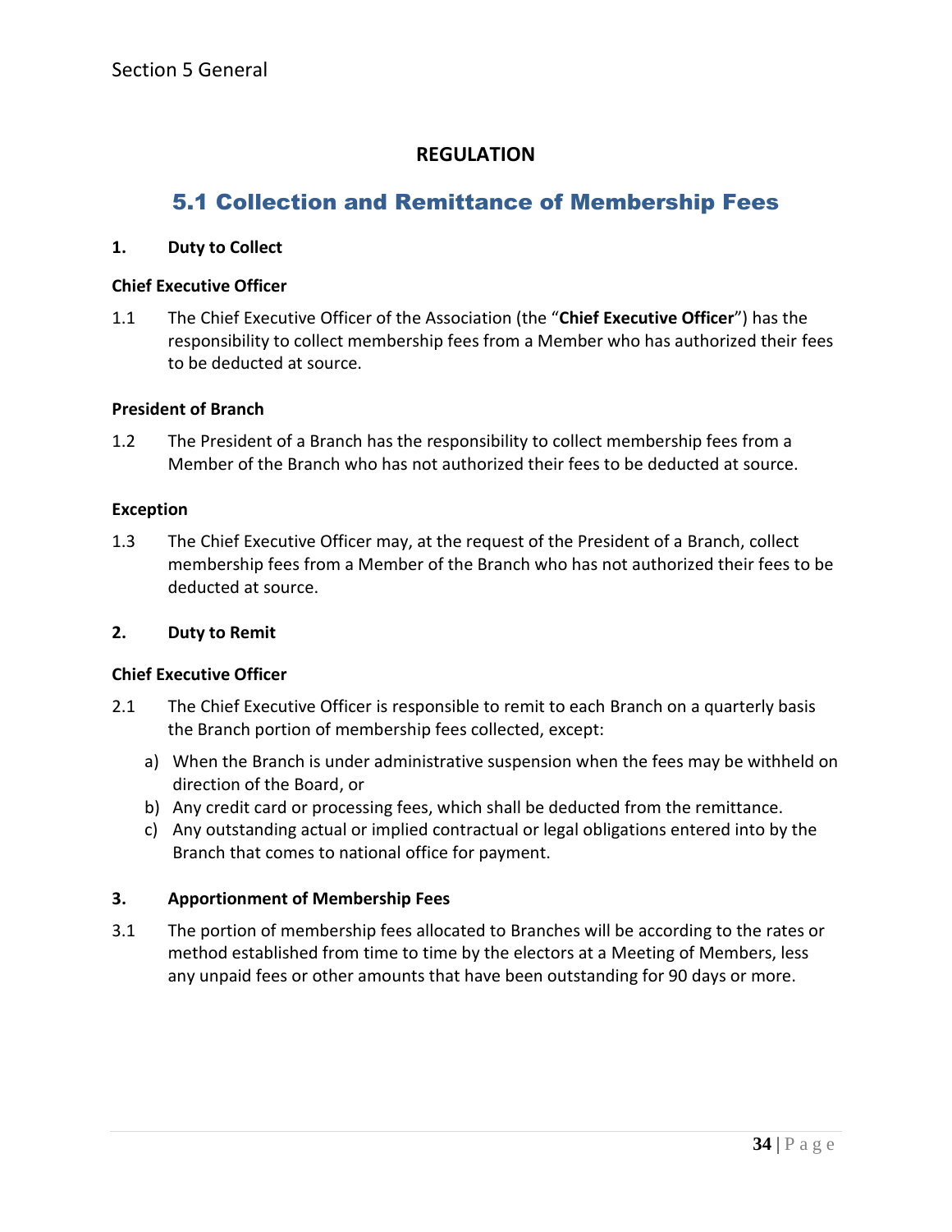Section 5 General

**REGULATION**

## 5.1 Collection and Remittance of Membership Fees

### 1. Duty to Collect

**Chief Executive Officer**

1.1 The Chief Executive Officer of the Association (the "**Chief Executive Officer**") has the responsibility to collect membership fees from a Member who has authorized their fees to be deducted at source.

**President of Branch**

1.2 The President of a Branch has the responsibility to collect membership fees from a Member of the Branch who has not authorized their fees to be deducted at source.

**Exception**

1.3 The Chief Executive Officer may, at the request of the President of a Branch, collect membership fees from a Member of the Branch who has not authorized their fees to be deducted at source.

### 2. Duty to Remit

**Chief Executive Officer**

2.1 The Chief Executive Officer is responsible to remit to each Branch on a quarterly basis the Branch portion of membership fees collected, except:

a) When the Branch is under administrative suspension when the fees may be withheld on direction of the Board, or
b) Any credit card or processing fees, which shall be deducted from the remittance.
c) Any outstanding actual or implied contractual or legal obligations entered into by the Branch that comes to national office for payment.

### 3. Apportionment of Membership Fees

3.1 The portion of membership fees allocated to Branches will be according to the rates or method established from time to time by the electors at a Meeting of Members, less any unpaid fees or other amounts that have been outstanding for 90 days or more.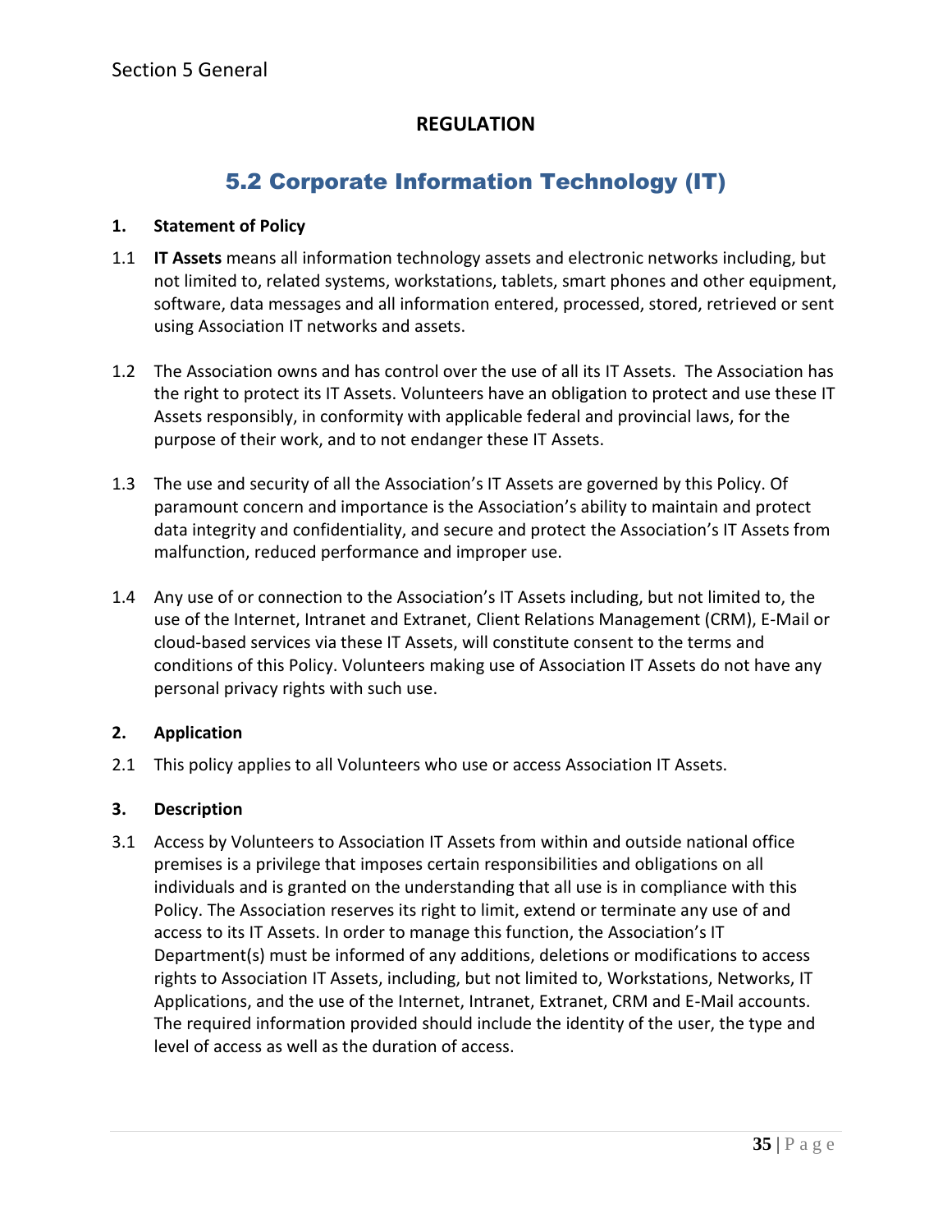Section 5 General

## REGULATION

# 5.2 Corporate Information Technology (IT)

**1. Statement of Policy**

1.1 **IT Assets** means all information technology assets and electronic networks including, but not limited to, related systems, workstations, tablets, smart phones and other equipment, software, data messages and all information entered, processed, stored, retrieved or sent using Association IT networks and assets.

1.2 The Association owns and has control over the use of all its IT Assets. The Association has the right to protect its IT Assets. Volunteers have an obligation to protect and use these IT Assets responsibly, in conformity with applicable federal and provincial laws, for the purpose of their work, and to not endanger these IT Assets.

1.3 The use and security of all the Association's IT Assets are governed by this Policy. Of paramount concern and importance is the Association's ability to maintain and protect data integrity and confidentiality, and secure and protect the Association's IT Assets from malfunction, reduced performance and improper use.

1.4 Any use of or connection to the Association's IT Assets including, but not limited to, the use of the Internet, Intranet and Extranet, Client Relations Management (CRM), E-Mail or cloud-based services via these IT Assets, will constitute consent to the terms and conditions of this Policy. Volunteers making use of Association IT Assets do not have any personal privacy rights with such use.

**2. Application**

2.1 This policy applies to all Volunteers who use or access Association IT Assets.

**3. Description**

3.1 Access by Volunteers to Association IT Assets from within and outside national office premises is a privilege that imposes certain responsibilities and obligations on all individuals and is granted on the understanding that all use is in compliance with this Policy. The Association reserves its right to limit, extend or terminate any use of and access to its IT Assets. In order to manage this function, the Association's IT Department(s) must be informed of any additions, deletions or modifications to access rights to Association IT Assets, including, but not limited to, Workstations, Networks, IT Applications, and the use of the Internet, Intranet, Extranet, CRM and E-Mail accounts. The required information provided should include the identity of the user, the type and level of access as well as the duration of access.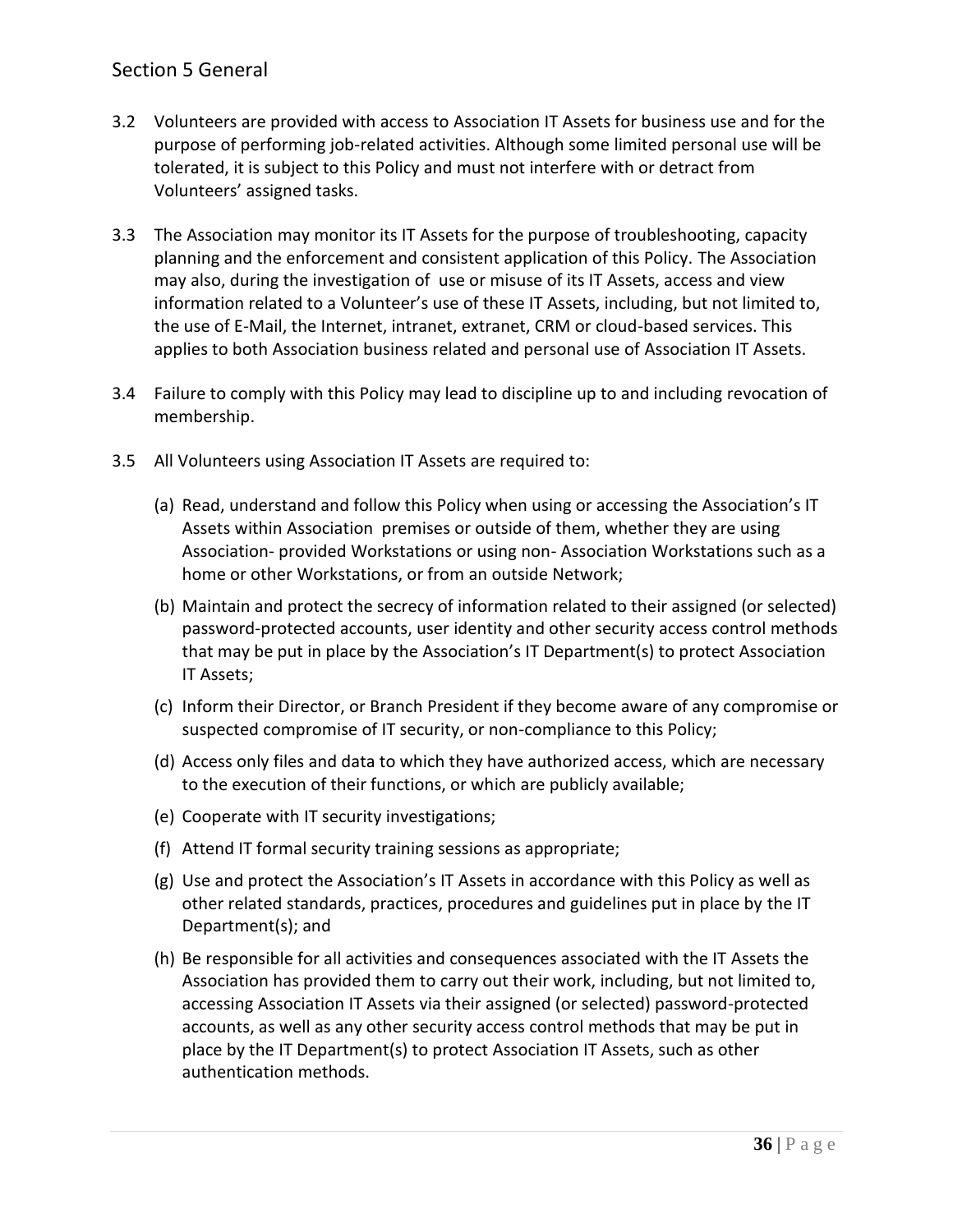## Section 5 General

3.2 Volunteers are provided with access to Association IT Assets for business use and for the purpose of performing job-related activities. Although some limited personal use will be tolerated, it is subject to this Policy and must not interfere with or detract from Volunteers' assigned tasks.

3.3 The Association may monitor its IT Assets for the purpose of troubleshooting, capacity planning and the enforcement and consistent application of this Policy. The Association may also, during the investigation of use or misuse of its IT Assets, access and view information related to a Volunteer's use of these IT Assets, including, but not limited to, the use of E-Mail, the Internet, intranet, extranet, CRM or cloud-based services. This applies to both Association business related and personal use of Association IT Assets.

3.4 Failure to comply with this Policy may lead to discipline up to and including revocation of membership.

3.5 All Volunteers using Association IT Assets are required to:

(a) Read, understand and follow this Policy when using or accessing the Association's IT Assets within Association premises or outside of them, whether they are using Association- provided Workstations or using non- Association Workstations such as a home or other Workstations, or from an outside Network;

(b) Maintain and protect the secrecy of information related to their assigned (or selected) password-protected accounts, user identity and other security access control methods that may be put in place by the Association's IT Department(s) to protect Association IT Assets;

(c) Inform their Director, or Branch President if they become aware of any compromise or suspected compromise of IT security, or non-compliance to this Policy;

(d) Access only files and data to which they have authorized access, which are necessary to the execution of their functions, or which are publicly available;

(e) Cooperate with IT security investigations;

(f) Attend IT formal security training sessions as appropriate;

(g) Use and protect the Association's IT Assets in accordance with this Policy as well as other related standards, practices, procedures and guidelines put in place by the IT Department(s); and

(h) Be responsible for all activities and consequences associated with the IT Assets the Association has provided them to carry out their work, including, but not limited to, accessing Association IT Assets via their assigned (or selected) password-protected accounts, as well as any other security access control methods that may be put in place by the IT Department(s) to protect Association IT Assets, such as other authentication methods.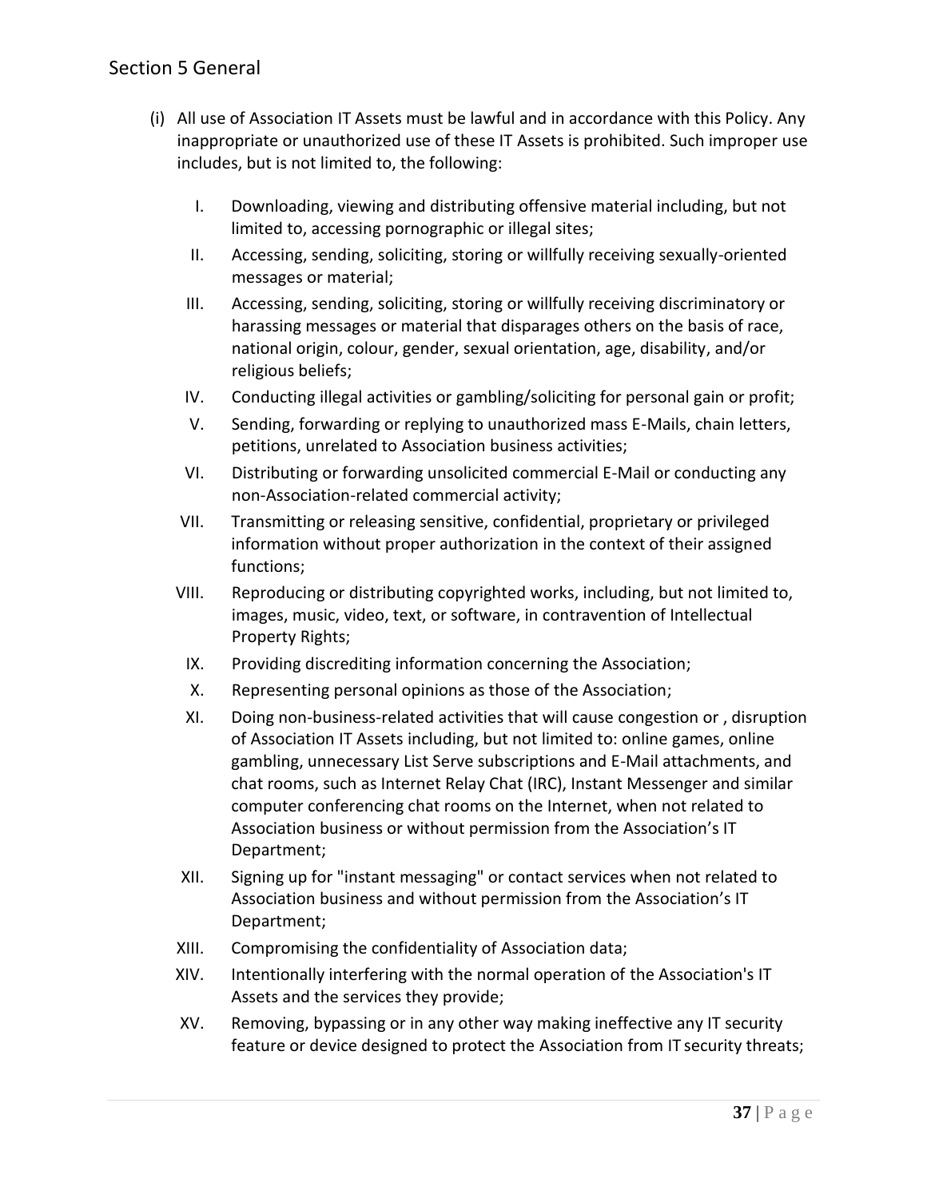## Section 5 General

(i) All use of Association IT Assets must be lawful and in accordance with this Policy. Any inappropriate or unauthorized use of these IT Assets is prohibited. Such improper use includes, but is not limited to, the following:

I. Downloading, viewing and distributing offensive material including, but not limited to, accessing pornographic or illegal sites;

II. Accessing, sending, soliciting, storing or willfully receiving sexually-oriented messages or material;

III. Accessing, sending, soliciting, storing or willfully receiving discriminatory or harassing messages or material that disparages others on the basis of race, national origin, colour, gender, sexual orientation, age, disability, and/or religious beliefs;

IV. Conducting illegal activities or gambling/soliciting for personal gain or profit;

V. Sending, forwarding or replying to unauthorized mass E-Mails, chain letters, petitions, unrelated to Association business activities;

VI. Distributing or forwarding unsolicited commercial E-Mail or conducting any non-Association-related commercial activity;

VII. Transmitting or releasing sensitive, confidential, proprietary or privileged information without proper authorization in the context of their assigned functions;

VIII. Reproducing or distributing copyrighted works, including, but not limited to, images, music, video, text, or software, in contravention of Intellectual Property Rights;

IX. Providing discrediting information concerning the Association;

X. Representing personal opinions as those of the Association;

XI. Doing non-business-related activities that will cause congestion or , disruption of Association IT Assets including, but not limited to: online games, online gambling, unnecessary List Serve subscriptions and E-Mail attachments, and chat rooms, such as Internet Relay Chat (IRC), Instant Messenger and similar computer conferencing chat rooms on the Internet, when not related to Association business or without permission from the Association's IT Department;

XII. Signing up for "instant messaging" or contact services when not related to Association business and without permission from the Association's IT Department;

XIII. Compromising the confidentiality of Association data;

XIV. Intentionally interfering with the normal operation of the Association's IT Assets and the services they provide;

XV. Removing, bypassing or in any other way making ineffective any IT security feature or device designed to protect the Association from IT security threats;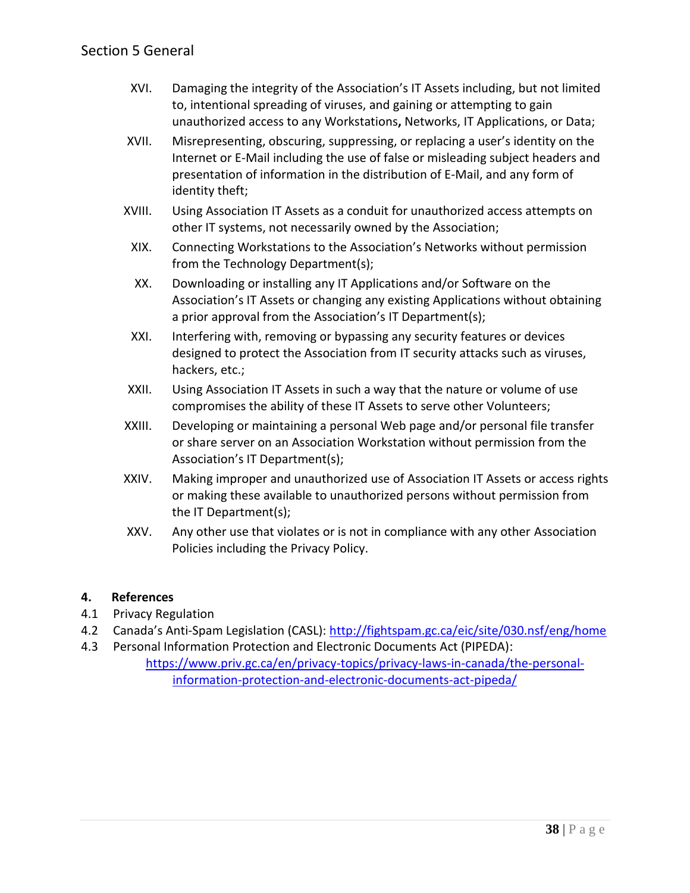XVI. Damaging the integrity of the Association's IT Assets including, but not limited to, intentional spreading of viruses, and gaining or attempting to gain unauthorized access to any Workstations**,** Networks, IT Applications, or Data;

XVII. Misrepresenting, obscuring, suppressing, or replacing a user's identity on the Internet or E-Mail including the use of false or misleading subject headers and presentation of information in the distribution of E-Mail, and any form of identity theft;

XVIII. Using Association IT Assets as a conduit for unauthorized access attempts on other IT systems, not necessarily owned by the Association;

XIX. Connecting Workstations to the Association's Networks without permission from the Technology Department(s);

XX. Downloading or installing any IT Applications and/or Software on the Association's IT Assets or changing any existing Applications without obtaining a prior approval from the Association's IT Department(s);

XXI. Interfering with, removing or bypassing any security features or devices designed to protect the Association from IT security attacks such as viruses, hackers, etc.;

XXII. Using Association IT Assets in such a way that the nature or volume of use compromises the ability of these IT Assets to serve other Volunteers;

XXIII. Developing or maintaining a personal Web page and/or personal file transfer or share server on an Association Workstation without permission from the Association's IT Department(s);

XXIV. Making improper and unauthorized use of Association IT Assets or access rights or making these available to unauthorized persons without permission from the IT Department(s);

XXV. Any other use that violates or is not in compliance with any other Association Policies including the Privacy Policy.

## 4. References

4.1 Privacy Regulation

4.2 Canada's Anti-Spam Legislation (CASL): http://fightspam.gc.ca/eic/site/030.nsf/eng/home

4.3 Personal Information Protection and Electronic Documents Act (PIPEDA): https://www.priv.gc.ca/en/privacy-topics/privacy-laws-in-canada/the-personal-information-protection-and-electronic-documents-act-pipeda/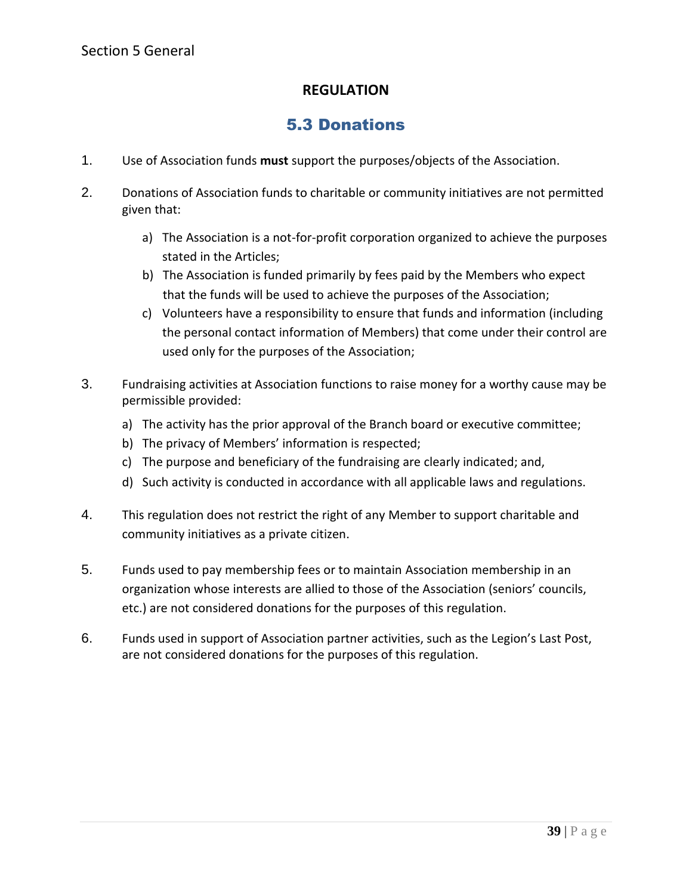Section 5 General

**REGULATION**

## 5.3 Donations

1. Use of Association funds **must** support the purposes/objects of the Association.

2. Donations of Association funds to charitable or community initiatives are not permitted given that:

   a) The Association is a not-for-profit corporation organized to achieve the purposes stated in the Articles;

   b) The Association is funded primarily by fees paid by the Members who expect that the funds will be used to achieve the purposes of the Association;

   c) Volunteers have a responsibility to ensure that funds and information (including the personal contact information of Members) that come under their control are used only for the purposes of the Association;

3. Fundraising activities at Association functions to raise money for a worthy cause may be permissible provided:

   a) The activity has the prior approval of the Branch board or executive committee;

   b) The privacy of Members' information is respected;

   c) The purpose and beneficiary of the fundraising are clearly indicated; and,

   d) Such activity is conducted in accordance with all applicable laws and regulations.

4. This regulation does not restrict the right of any Member to support charitable and community initiatives as a private citizen.

5. Funds used to pay membership fees or to maintain Association membership in an organization whose interests are allied to those of the Association (seniors' councils, etc.) are not considered donations for the purposes of this regulation.

6. Funds used in support of Association partner activities, such as the Legion's Last Post, are not considered donations for the purposes of this regulation.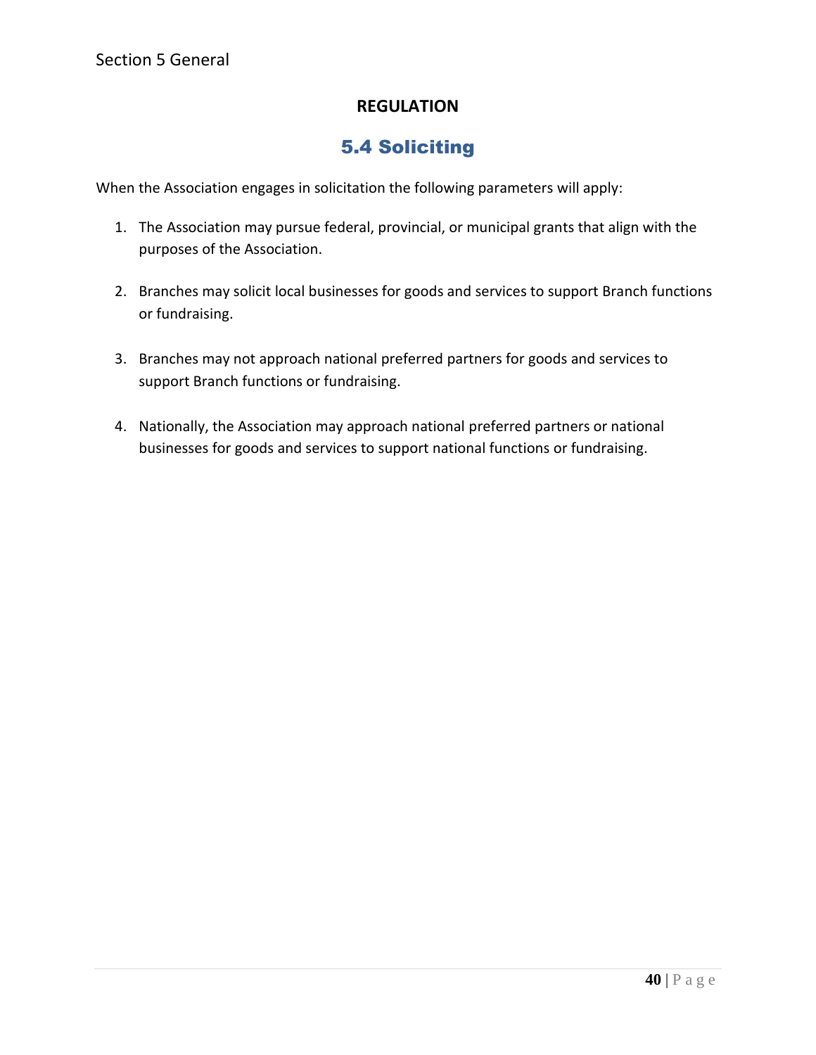## REGULATION

# 5.4 Soliciting

When the Association engages in solicitation the following parameters will apply:

1. The Association may pursue federal, provincial, or municipal grants that align with the purposes of the Association.

2. Branches may solicit local businesses for goods and services to support Branch functions or fundraising.

3. Branches may not approach national preferred partners for goods and services to support Branch functions or fundraising.

4. Nationally, the Association may approach national preferred partners or national businesses for goods and services to support national functions or fundraising.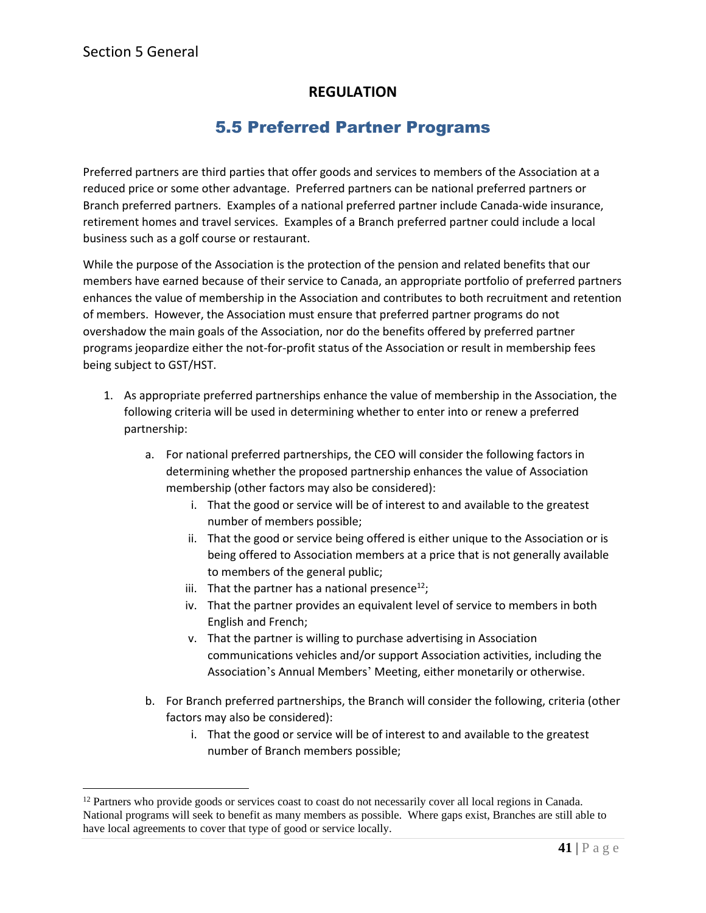## REGULATION

## 5.5 Preferred Partner Programs

Preferred partners are third parties that offer goods and services to members of the Association at a reduced price or some other advantage. Preferred partners can be national preferred partners or Branch preferred partners. Examples of a national preferred partner include Canada-wide insurance, retirement homes and travel services. Examples of a Branch preferred partner could include a local business such as a golf course or restaurant.

While the purpose of the Association is the protection of the pension and related benefits that our members have earned because of their service to Canada, an appropriate portfolio of preferred partners enhances the value of membership in the Association and contributes to both recruitment and retention of members. However, the Association must ensure that preferred partner programs do not overshadow the main goals of the Association, nor do the benefits offered by preferred partner programs jeopardize either the not-for-profit status of the Association or result in membership fees being subject to GST/HST.

1. As appropriate preferred partnerships enhance the value of membership in the Association, the following criteria will be used in determining whether to enter into or renew a preferred partnership:
   a. For national preferred partnerships, the CEO will consider the following factors in determining whether the proposed partnership enhances the value of Association membership (other factors may also be considered):
      i. That the good or service will be of interest to and available to the greatest number of members possible;
      ii. That the good or service being offered is either unique to the Association or is being offered to Association members at a price that is not generally available to members of the general public;
      iii. That the partner has a national presence[12];
      iv. That the partner provides an equivalent level of service to members in both English and French;
      v. That the partner is willing to purchase advertising in Association communications vehicles and/or support Association activities, including the Association's Annual Members' Meeting, either monetarily or otherwise.
   b. For Branch preferred partnerships, the Branch will consider the following, criteria (other factors may also be considered):
      i. That the good or service will be of interest to and available to the greatest number of Branch members possible;

[12] Partners who provide goods or services coast to coast do not necessarily cover all local regions in Canada. National programs will seek to benefit as many members as possible. Where gaps exist, Branches are still able to have local agreements to cover that type of good or service locally.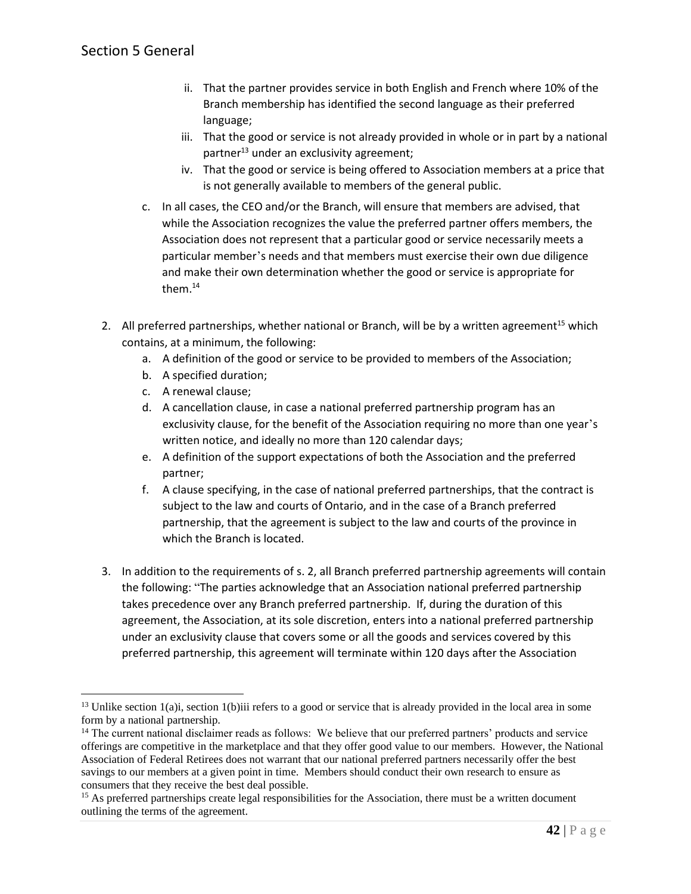ii. That the partner provides service in both English and French where 10% of the Branch membership has identified the second language as their preferred language;
iii. That the good or service is not already provided in whole or in part by a national partner[13] under an exclusivity agreement;
iv. That the good or service is being offered to Association members at a price that is not generally available to members of the general public.

c. In all cases, the CEO and/or the Branch, will ensure that members are advised, that while the Association recognizes the value the preferred partner offers members, the Association does not represent that a particular good or service necessarily meets a particular member's needs and that members must exercise their own due diligence and make their own determination whether the good or service is appropriate for them.[14]

2. All preferred partnerships, whether national or Branch, will be by a written agreement[15] which contains, at a minimum, the following:
   a. A definition of the good or service to be provided to members of the Association;
   b. A specified duration;
   c. A renewal clause;
   d. A cancellation clause, in case a national preferred partnership program has an exclusivity clause, for the benefit of the Association requiring no more than one year's written notice, and ideally no more than 120 calendar days;
   e. A definition of the support expectations of both the Association and the preferred partner;
   f. A clause specifying, in the case of national preferred partnerships, that the contract is subject to the law and courts of Ontario, and in the case of a Branch preferred partnership, that the agreement is subject to the law and courts of the province in which the Branch is located.

3. In addition to the requirements of s. 2, all Branch preferred partnership agreements will contain the following: "The parties acknowledge that an Association national preferred partnership takes precedence over any Branch preferred partnership. If, during the duration of this agreement, the Association, at its sole discretion, enters into a national preferred partnership under an exclusivity clause that covers some or all the goods and services covered by this preferred partnership, this agreement will terminate within 120 days after the Association

---

[13] Unlike section 1(a)i, section 1(b)iii refers to a good or service that is already provided in the local area in some form by a national partnership.

[14] The current national disclaimer reads as follows: We believe that our preferred partners' products and service offerings are competitive in the marketplace and that they offer good value to our members. However, the National Association of Federal Retirees does not warrant that our national preferred partners necessarily offer the best savings to our members at a given point in time. Members should conduct their own research to ensure as consumers that they receive the best deal possible.

[15] As preferred partnerships create legal responsibilities for the Association, there must be a written document outlining the terms of the agreement.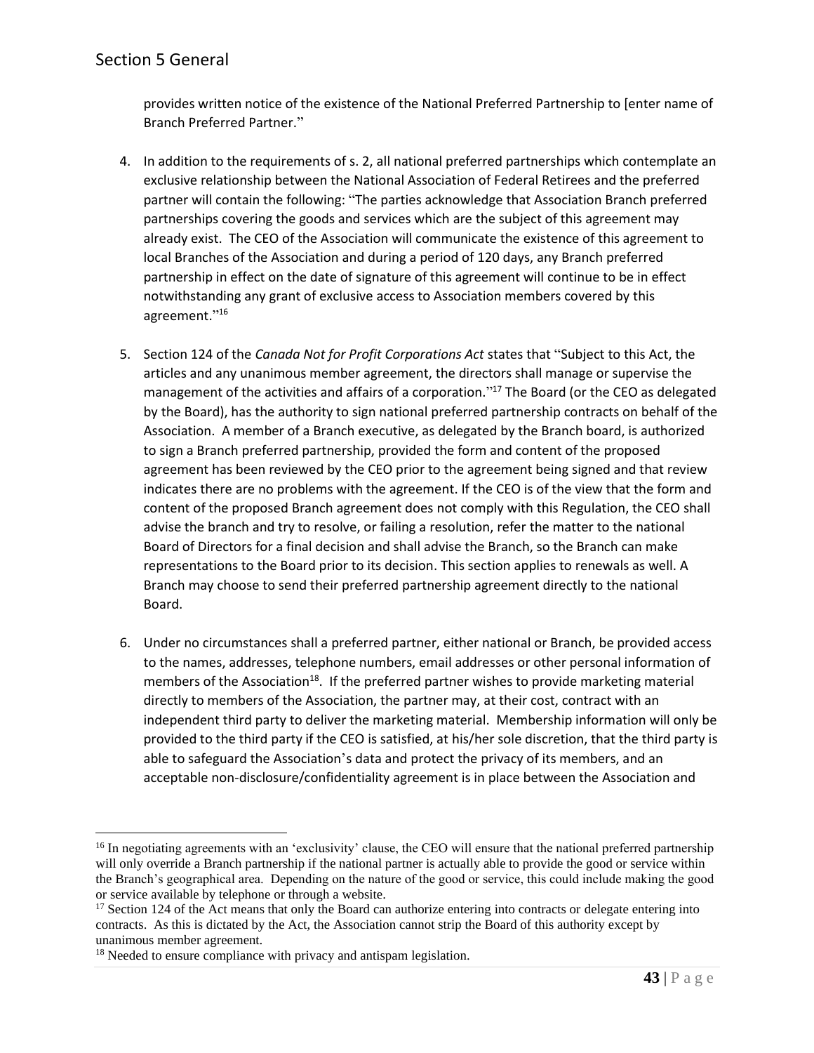provides written notice of the existence of the National Preferred Partnership to [enter name of Branch Preferred Partner."

4. In addition to the requirements of s. 2, all national preferred partnerships which contemplate an exclusive relationship between the National Association of Federal Retirees and the preferred partner will contain the following: "The parties acknowledge that Association Branch preferred partnerships covering the goods and services which are the subject of this agreement may already exist. The CEO of the Association will communicate the existence of this agreement to local Branches of the Association and during a period of 120 days, any Branch preferred partnership in effect on the date of signature of this agreement will continue to be in effect notwithstanding any grant of exclusive access to Association members covered by this agreement."[16]

5. Section 124 of the *Canada Not for Profit Corporations Act* states that "Subject to this Act, the articles and any unanimous member agreement, the directors shall manage or supervise the management of the activities and affairs of a corporation."[17] The Board (or the CEO as delegated by the Board), has the authority to sign national preferred partnership contracts on behalf of the Association. A member of a Branch executive, as delegated by the Branch board, is authorized to sign a Branch preferred partnership, provided the form and content of the proposed agreement has been reviewed by the CEO prior to the agreement being signed and that review indicates there are no problems with the agreement. If the CEO is of the view that the form and content of the proposed Branch agreement does not comply with this Regulation, the CEO shall advise the branch and try to resolve, or failing a resolution, refer the matter to the national Board of Directors for a final decision and shall advise the Branch, so the Branch can make representations to the Board prior to its decision. This section applies to renewals as well. A Branch may choose to send their preferred partnership agreement directly to the national Board.

6. Under no circumstances shall a preferred partner, either national or Branch, be provided access to the names, addresses, telephone numbers, email addresses or other personal information of members of the Association[18]. If the preferred partner wishes to provide marketing material directly to members of the Association, the partner may, at their cost, contract with an independent third party to deliver the marketing material. Membership information will only be provided to the third party if the CEO is satisfied, at his/her sole discretion, that the third party is able to safeguard the Association's data and protect the privacy of its members, and an acceptable non-disclosure/confidentiality agreement is in place between the Association and

---

[16] In negotiating agreements with an 'exclusivity' clause, the CEO will ensure that the national preferred partnership will only override a Branch partnership if the national partner is actually able to provide the good or service within the Branch's geographical area. Depending on the nature of the good or service, this could include making the good or service available by telephone or through a website.

[17] Section 124 of the Act means that only the Board can authorize entering into contracts or delegate entering into contracts. As this is dictated by the Act, the Association cannot strip the Board of this authority except by unanimous member agreement.

[18] Needed to ensure compliance with privacy and antispam legislation.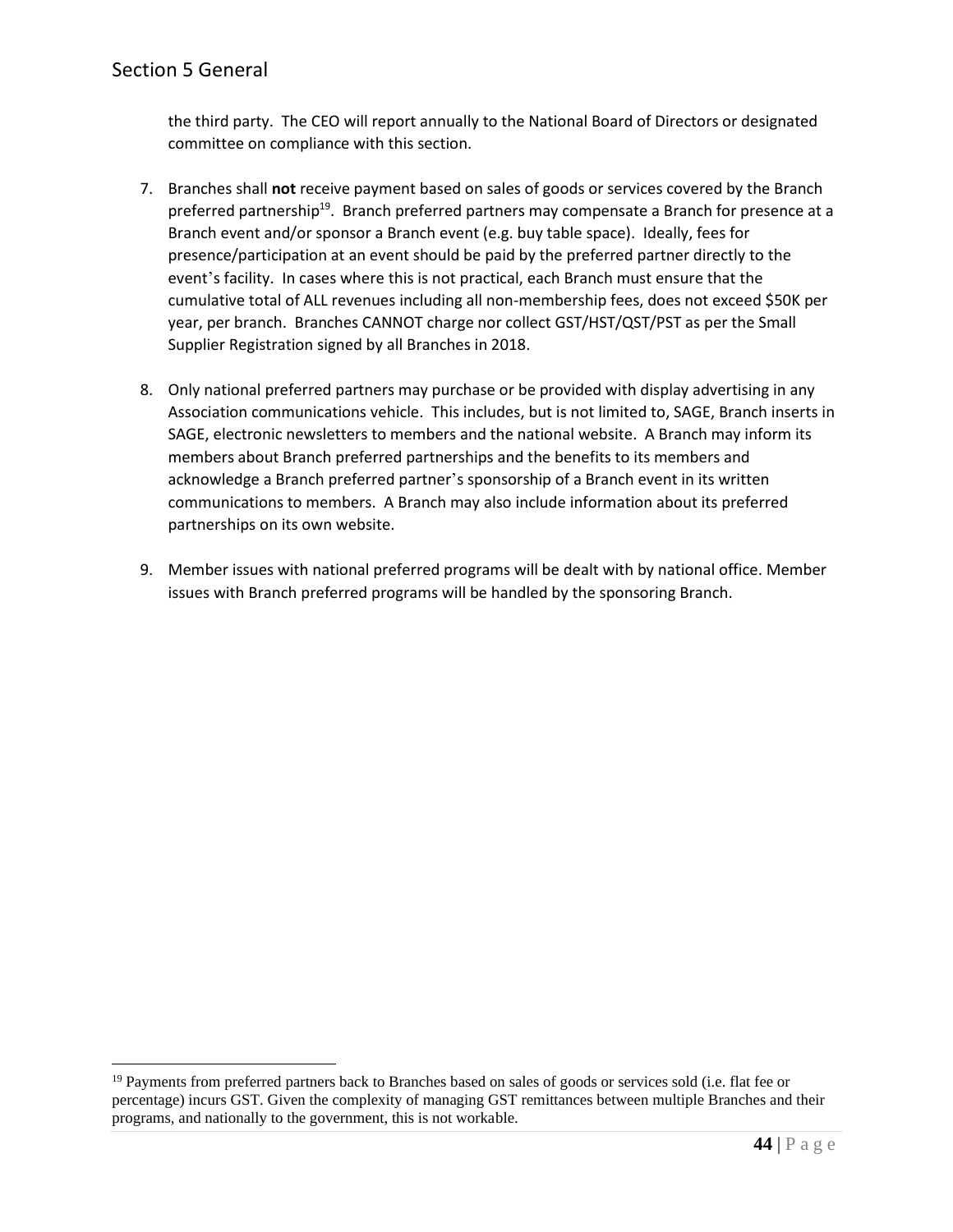the third party. The CEO will report annually to the National Board of Directors or designated committee on compliance with this section.

7. Branches shall **not** receive payment based on sales of goods or services covered by the Branch preferred partnership[19]. Branch preferred partners may compensate a Branch for presence at a Branch event and/or sponsor a Branch event (e.g. buy table space). Ideally, fees for presence/participation at an event should be paid by the preferred partner directly to the event's facility. In cases where this is not practical, each Branch must ensure that the cumulative total of ALL revenues including all non-membership fees, does not exceed $50K per year, per branch. Branches CANNOT charge nor collect GST/HST/QST/PST as per the Small Supplier Registration signed by all Branches in 2018.

8. Only national preferred partners may purchase or be provided with display advertising in any Association communications vehicle. This includes, but is not limited to, SAGE, Branch inserts in SAGE, electronic newsletters to members and the national website. A Branch may inform its members about Branch preferred partnerships and the benefits to its members and acknowledge a Branch preferred partner's sponsorship of a Branch event in its written communications to members. A Branch may also include information about its preferred partnerships on its own website.

9. Member issues with national preferred programs will be dealt with by national office. Member issues with Branch preferred programs will be handled by the sponsoring Branch.

---

[19] Payments from preferred partners back to Branches based on sales of goods or services sold (i.e. flat fee or percentage) incurs GST. Given the complexity of managing GST remittances between multiple Branches and their programs, and nationally to the government, this is not workable.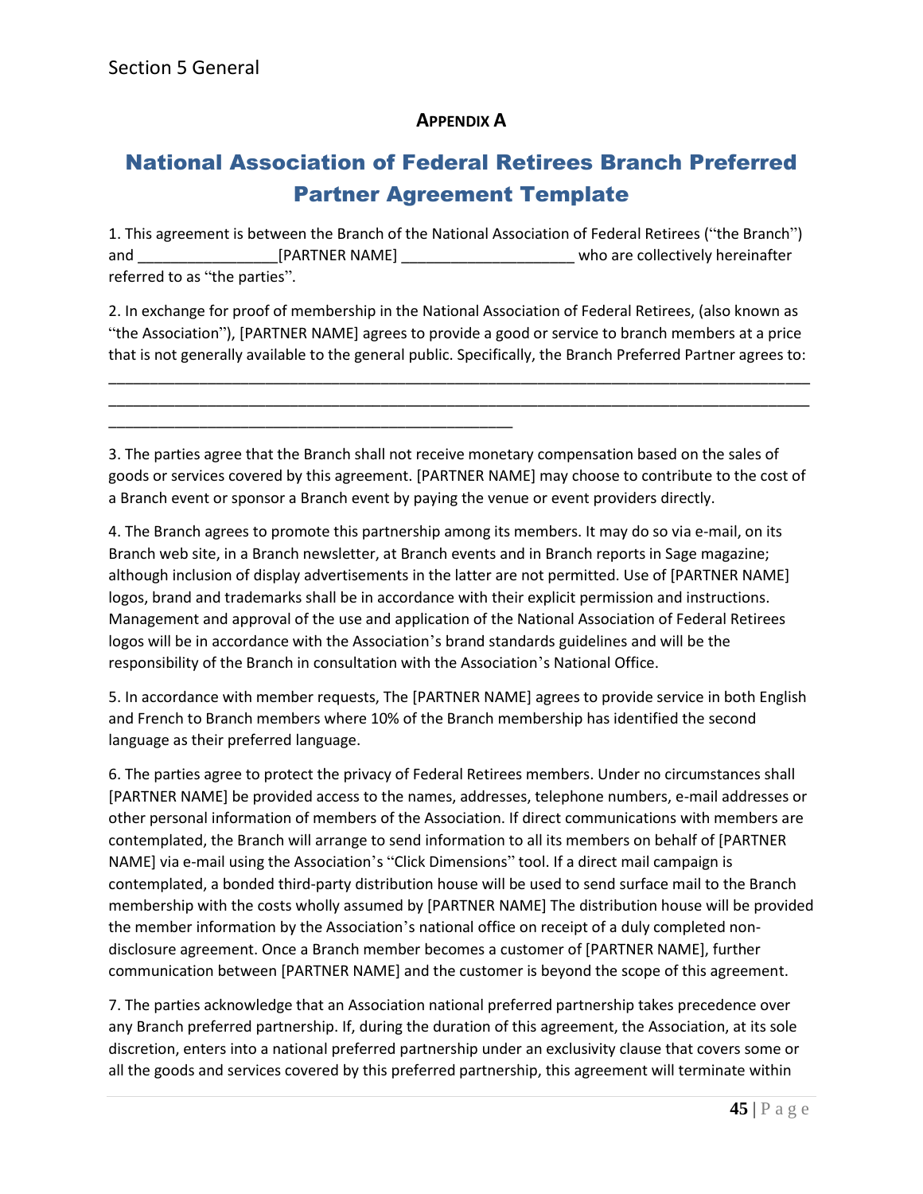**APPENDIX A**

# National Association of Federal Retirees Branch Preferred Partner Agreement Template

1. This agreement is between the Branch of the National Association of Federal Retirees ("the Branch") and ________________[PARTNER NAME] ____________________ who are collectively hereinafter referred to as "the parties".

2. In exchange for proof of membership in the National Association of Federal Retirees, (also known as "the Association"), [PARTNER NAME] agrees to provide a good or service to branch members at a price that is not generally available to the general public. Specifically, the Branch Preferred Partner agrees to:

________________________________________________________________________________
________________________________________________________________________________
_______________________________________________

3. The parties agree that the Branch shall not receive monetary compensation based on the sales of goods or services covered by this agreement. [PARTNER NAME] may choose to contribute to the cost of a Branch event or sponsor a Branch event by paying the venue or event providers directly.

4. The Branch agrees to promote this partnership among its members. It may do so via e-mail, on its Branch web site, in a Branch newsletter, at Branch events and in Branch reports in Sage magazine; although inclusion of display advertisements in the latter are not permitted. Use of [PARTNER NAME] logos, brand and trademarks shall be in accordance with their explicit permission and instructions. Management and approval of the use and application of the National Association of Federal Retirees logos will be in accordance with the Association's brand standards guidelines and will be the responsibility of the Branch in consultation with the Association's National Office.

5. In accordance with member requests, The [PARTNER NAME] agrees to provide service in both English and French to Branch members where 10% of the Branch membership has identified the second language as their preferred language.

6. The parties agree to protect the privacy of Federal Retirees members. Under no circumstances shall [PARTNER NAME] be provided access to the names, addresses, telephone numbers, e-mail addresses or other personal information of members of the Association. If direct communications with members are contemplated, the Branch will arrange to send information to all its members on behalf of [PARTNER NAME] via e-mail using the Association's "Click Dimensions" tool. If a direct mail campaign is contemplated, a bonded third-party distribution house will be used to send surface mail to the Branch membership with the costs wholly assumed by [PARTNER NAME] The distribution house will be provided the member information by the Association's national office on receipt of a duly completed non-disclosure agreement. Once a Branch member becomes a customer of [PARTNER NAME], further communication between [PARTNER NAME] and the customer is beyond the scope of this agreement.

7. The parties acknowledge that an Association national preferred partnership takes precedence over any Branch preferred partnership. If, during the duration of this agreement, the Association, at its sole discretion, enters into a national preferred partnership under an exclusivity clause that covers some or all the goods and services covered by this preferred partnership, this agreement will terminate within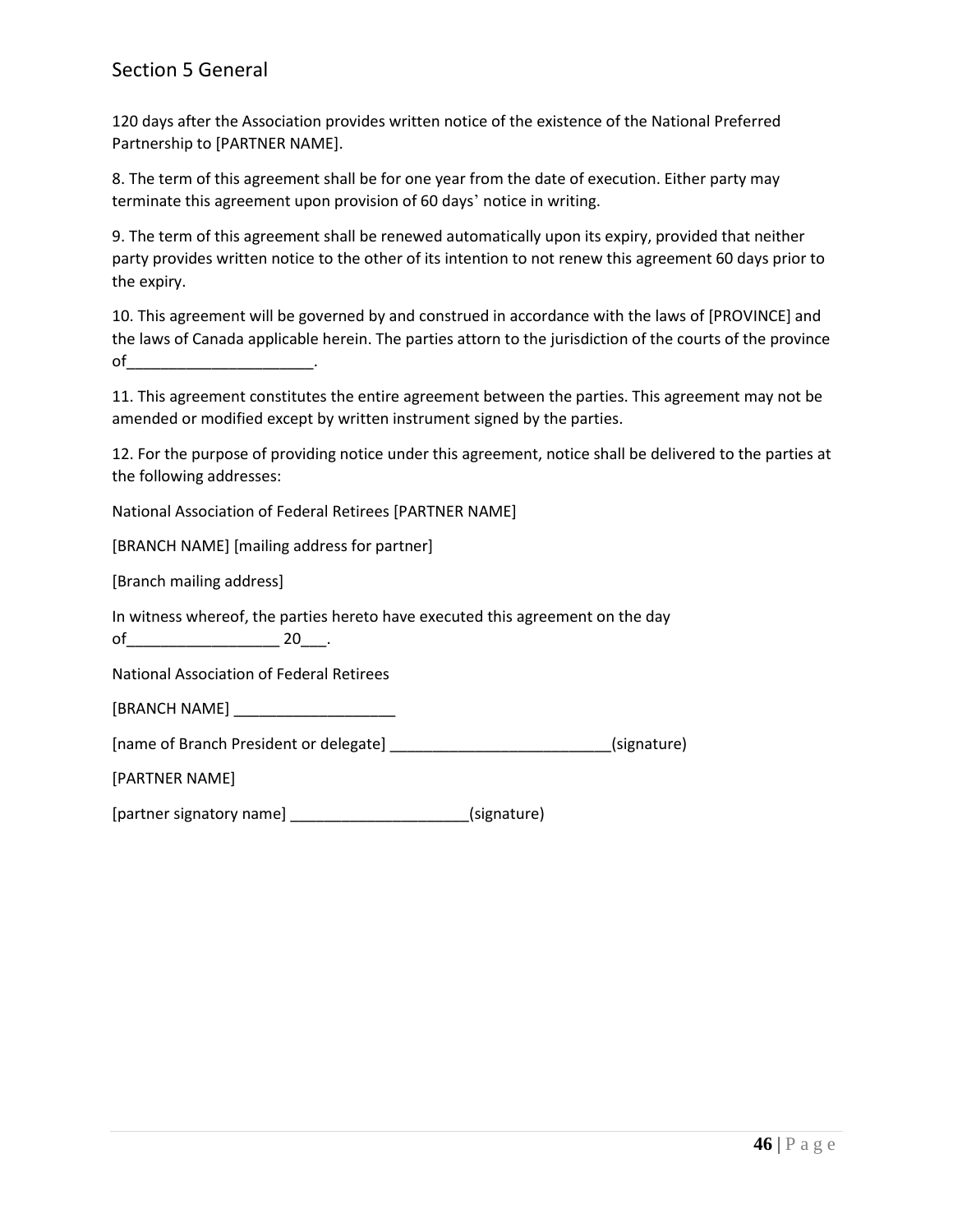## Section 5 General

120 days after the Association provides written notice of the existence of the National Preferred Partnership to [PARTNER NAME].

8. The term of this agreement shall be for one year from the date of execution. Either party may terminate this agreement upon provision of 60 days' notice in writing.

9. The term of this agreement shall be renewed automatically upon its expiry, provided that neither party provides written notice to the other of its intention to not renew this agreement 60 days prior to the expiry.

10. This agreement will be governed by and construed in accordance with the laws of [PROVINCE] and the laws of Canada applicable herein. The parties attorn to the jurisdiction of the courts of the province of______________________.

11. This agreement constitutes the entire agreement between the parties. This agreement may not be amended or modified except by written instrument signed by the parties.

12. For the purpose of providing notice under this agreement, notice shall be delivered to the parties at the following addresses:

National Association of Federal Retirees [PARTNER NAME]

[BRANCH NAME] [mailing address for partner]

[Branch mailing address]

In witness whereof, the parties hereto have executed this agreement on the day of__________________ 20___.

National Association of Federal Retirees

[BRANCH NAME] ___________________

[name of Branch President or delegate] __________________________(signature)

[PARTNER NAME]

[partner signatory name] _____________________(signature)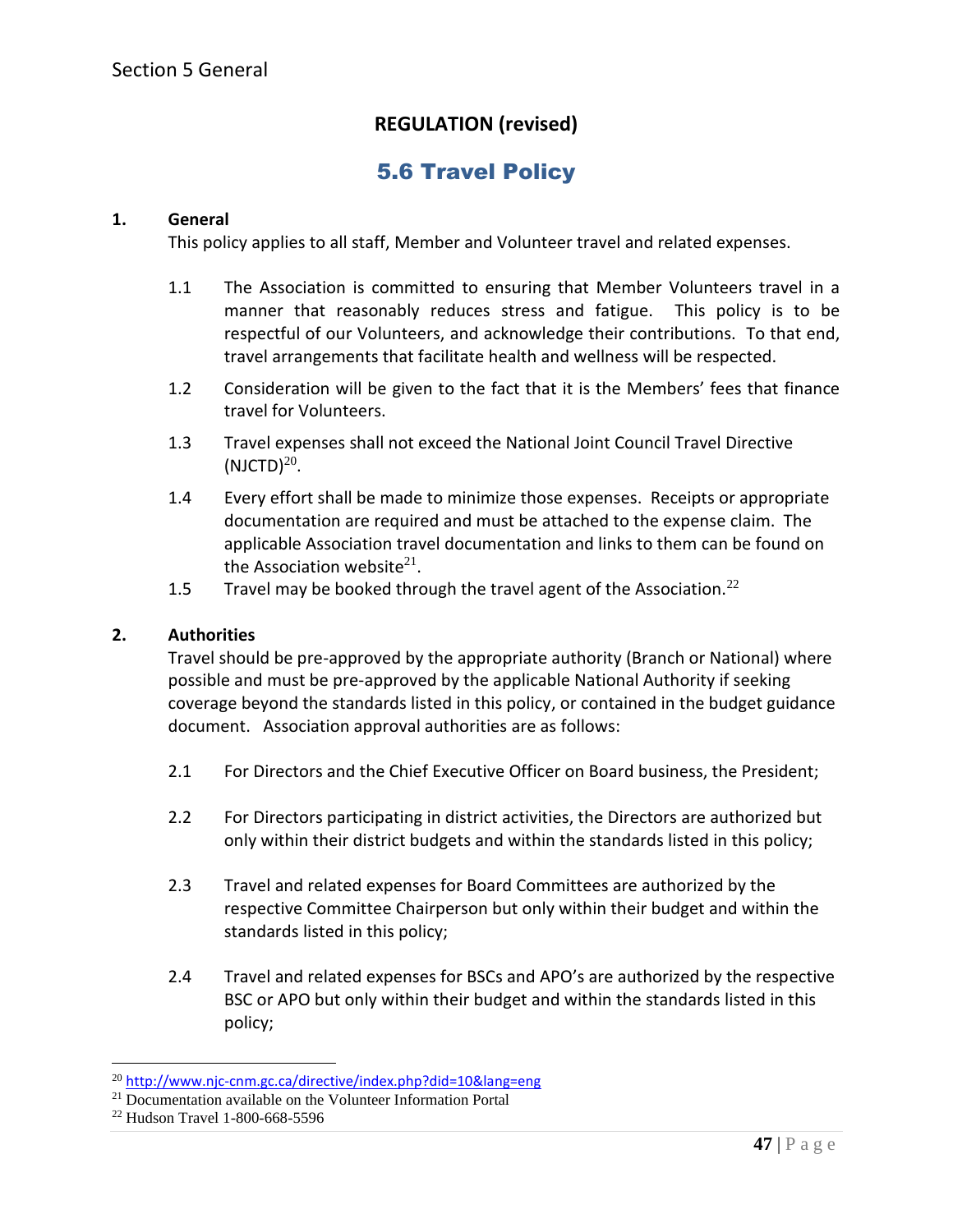Section 5 General

**REGULATION (revised)**

## 5.6 Travel Policy

**1. General**

This policy applies to all staff, Member and Volunteer travel and related expenses.

1.1 The Association is committed to ensuring that Member Volunteers travel in a manner that reasonably reduces stress and fatigue. This policy is to be respectful of our Volunteers, and acknowledge their contributions. To that end, travel arrangements that facilitate health and wellness will be respected.

1.2 Consideration will be given to the fact that it is the Members' fees that finance travel for Volunteers.

1.3 Travel expenses shall not exceed the National Joint Council Travel Directive (NJCTD)[20].

1.4 Every effort shall be made to minimize those expenses. Receipts or appropriate documentation are required and must be attached to the expense claim. The applicable Association travel documentation and links to them can be found on the Association website[21].

1.5 Travel may be booked through the travel agent of the Association.[22]

**2. Authorities**

Travel should be pre-approved by the appropriate authority (Branch or National) where possible and must be pre-approved by the applicable National Authority if seeking coverage beyond the standards listed in this policy, or contained in the budget guidance document. Association approval authorities are as follows:

2.1 For Directors and the Chief Executive Officer on Board business, the President;

2.2 For Directors participating in district activities, the Directors are authorized but only within their district budgets and within the standards listed in this policy;

2.3 Travel and related expenses for Board Committees are authorized by the respective Committee Chairperson but only within their budget and within the standards listed in this policy;

2.4 Travel and related expenses for BSCs and APO's are authorized by the respective BSC or APO but only within their budget and within the standards listed in this policy;

---

[20] http://www.njc-cnm.gc.ca/directive/index.php?did=10&lang=eng

[21] Documentation available on the Volunteer Information Portal

[22] Hudson Travel 1-800-668-5596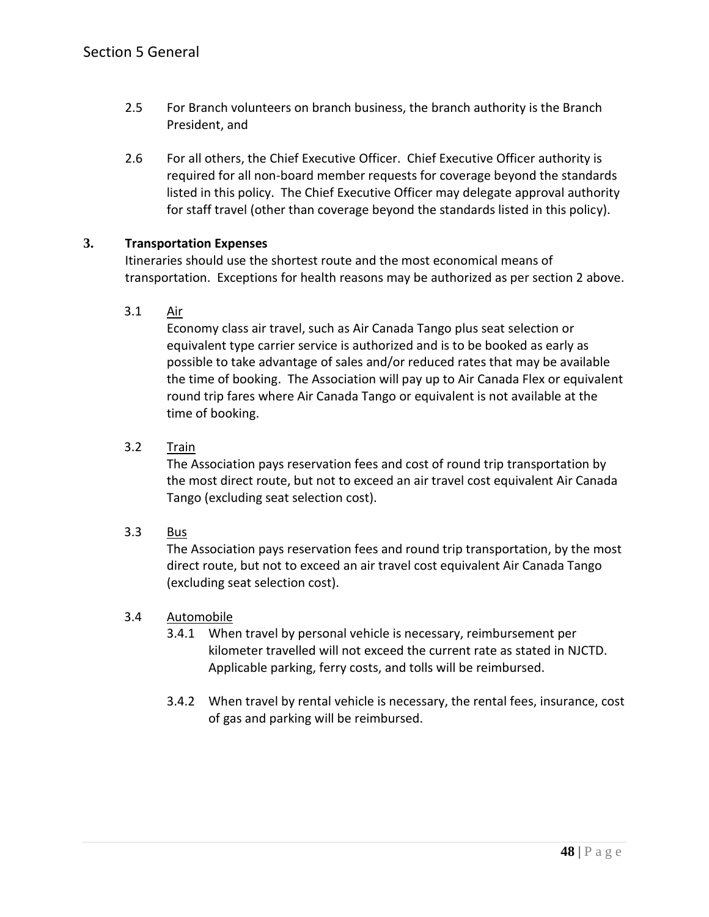2.5 For Branch volunteers on branch business, the branch authority is the Branch President, and

2.6 For all others, the Chief Executive Officer. Chief Executive Officer authority is required for all non-board member requests for coverage beyond the standards listed in this policy. The Chief Executive Officer may delegate approval authority for staff travel (other than coverage beyond the standards listed in this policy).

## 3. Transportation Expenses

Itineraries should use the shortest route and the most economical means of transportation. Exceptions for health reasons may be authorized as per section 2 above.

3.1 Air

Economy class air travel, such as Air Canada Tango plus seat selection or equivalent type carrier service is authorized and is to be booked as early as possible to take advantage of sales and/or reduced rates that may be available the time of booking. The Association will pay up to Air Canada Flex or equivalent round trip fares where Air Canada Tango or equivalent is not available at the time of booking.

3.2 Train

The Association pays reservation fees and cost of round trip transportation by the most direct route, but not to exceed an air travel cost equivalent Air Canada Tango (excluding seat selection cost).

3.3 Bus

The Association pays reservation fees and round trip transportation, by the most direct route, but not to exceed an air travel cost equivalent Air Canada Tango (excluding seat selection cost).

3.4 Automobile

3.4.1 When travel by personal vehicle is necessary, reimbursement per kilometer travelled will not exceed the current rate as stated in NJCTD. Applicable parking, ferry costs, and tolls will be reimbursed.

3.4.2 When travel by rental vehicle is necessary, the rental fees, insurance, cost of gas and parking will be reimbursed.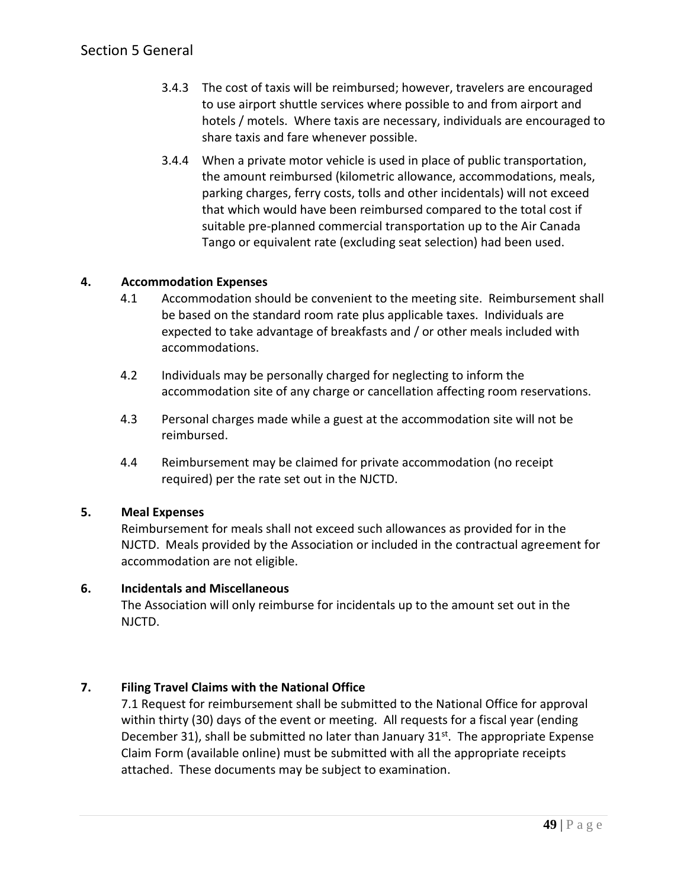3.4.3 The cost of taxis will be reimbursed; however, travelers are encouraged to use airport shuttle services where possible to and from airport and hotels / motels. Where taxis are necessary, individuals are encouraged to share taxis and fare whenever possible.

3.4.4 When a private motor vehicle is used in place of public transportation, the amount reimbursed (kilometric allowance, accommodations, meals, parking charges, ferry costs, tolls and other incidentals) will not exceed that which would have been reimbursed compared to the total cost if suitable pre-planned commercial transportation up to the Air Canada Tango or equivalent rate (excluding seat selection) had been used.

**4. Accommodation Expenses**

4.1 Accommodation should be convenient to the meeting site. Reimbursement shall be based on the standard room rate plus applicable taxes. Individuals are expected to take advantage of breakfasts and / or other meals included with accommodations.

4.2 Individuals may be personally charged for neglecting to inform the accommodation site of any charge or cancellation affecting room reservations.

4.3 Personal charges made while a guest at the accommodation site will not be reimbursed.

4.4 Reimbursement may be claimed for private accommodation (no receipt required) per the rate set out in the NJCTD.

**5. Meal Expenses**

Reimbursement for meals shall not exceed such allowances as provided for in the NJCTD. Meals provided by the Association or included in the contractual agreement for accommodation are not eligible.

**6. Incidentals and Miscellaneous**

The Association will only reimburse for incidentals up to the amount set out in the NJCTD.

**7. Filing Travel Claims with the National Office**

7.1 Request for reimbursement shall be submitted to the National Office for approval within thirty (30) days of the event or meeting. All requests for a fiscal year (ending December 31), shall be submitted no later than January 31st. The appropriate Expense Claim Form (available online) must be submitted with all the appropriate receipts attached. These documents may be subject to examination.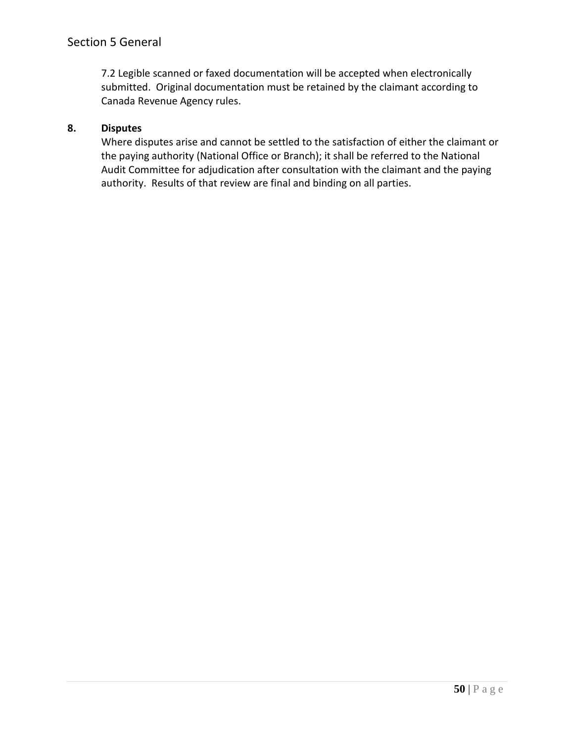7.2 Legible scanned or faxed documentation will be accepted when electronically submitted. Original documentation must be retained by the claimant according to Canada Revenue Agency rules.

## 8. Disputes

Where disputes arise and cannot be settled to the satisfaction of either the claimant or the paying authority (National Office or Branch); it shall be referred to the National Audit Committee for adjudication after consultation with the claimant and the paying authority. Results of that review are final and binding on all parties.